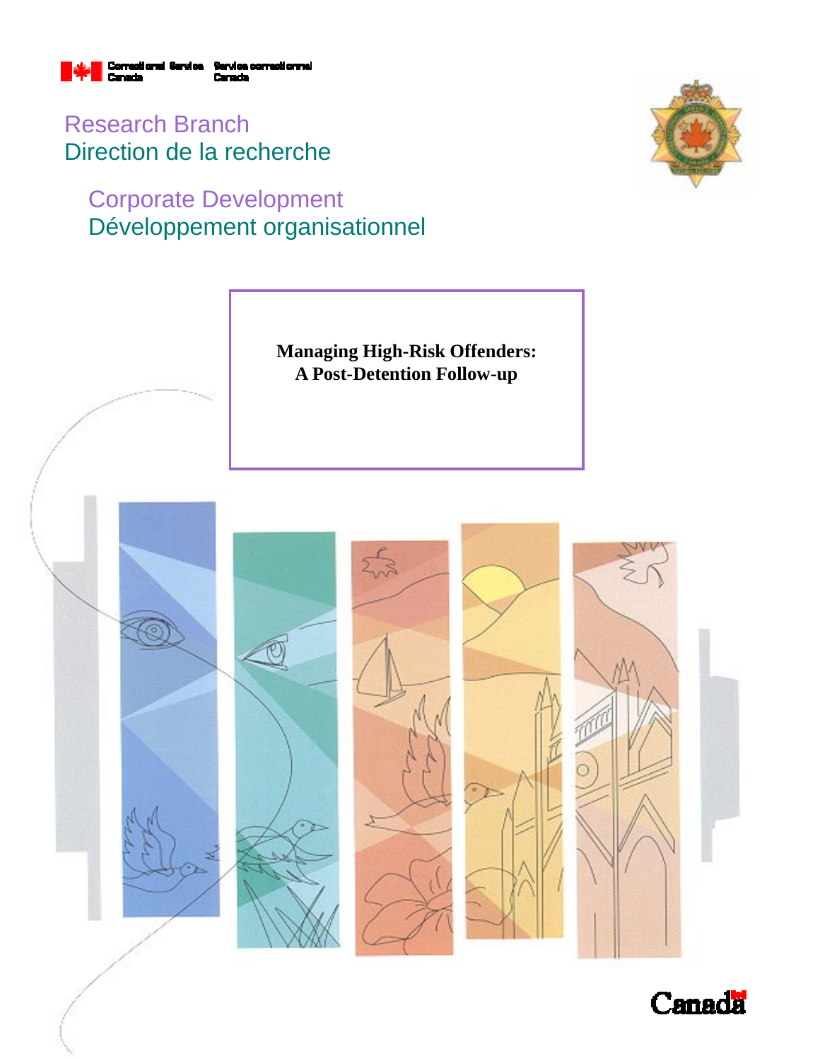Correctional Service Canada | Service correctionnel Canada

Research Branch
Direction de la recherche

Corporate Development
Développement organisationnel

**Managing High-Risk Offenders: A Post-Detention Follow-up**

Canada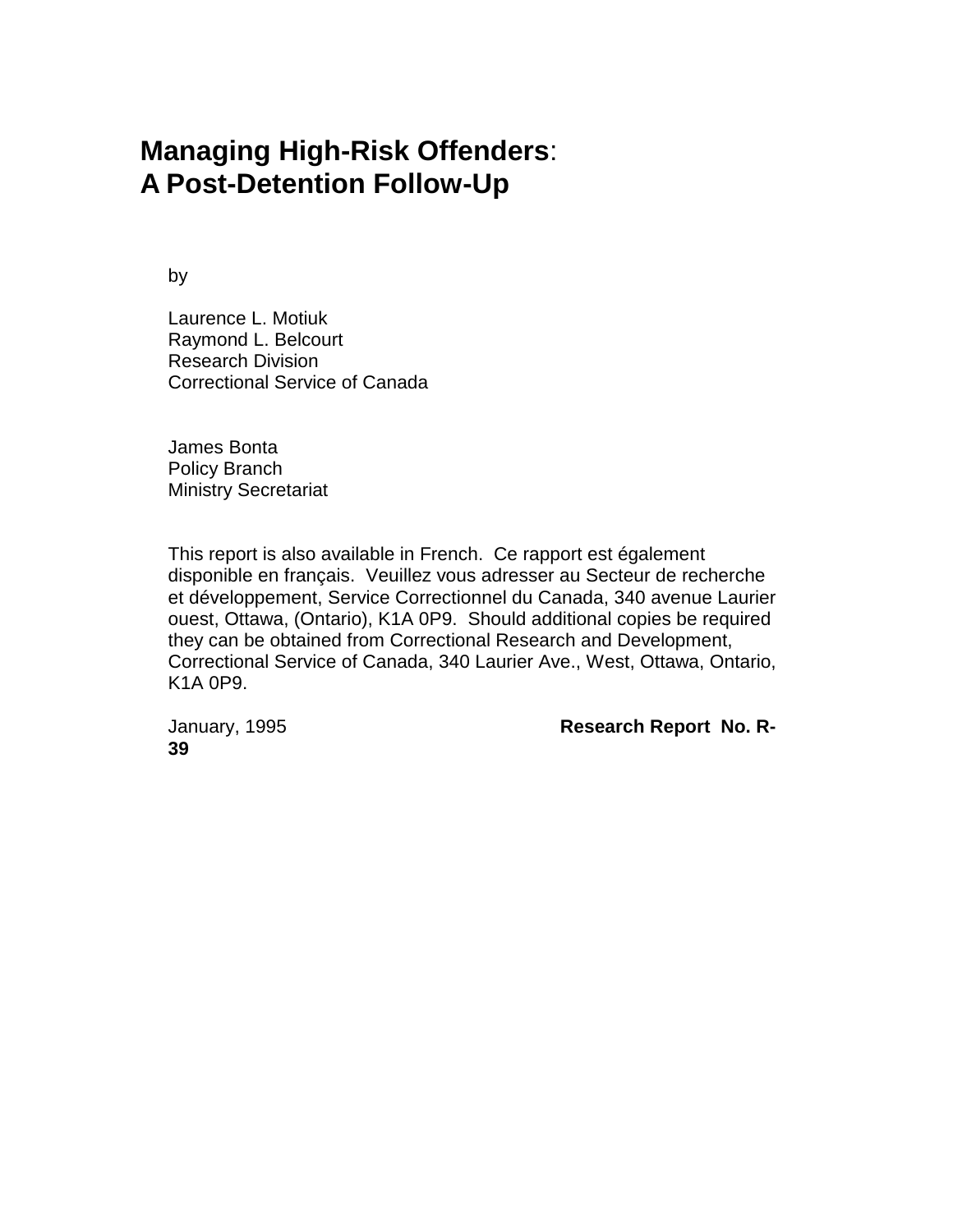# Managing High-Risk Offenders: A Post-Detention Follow-Up

by

Laurence L. Motiuk
Raymond L. Belcourt
Research Division
Correctional Service of Canada

James Bonta
Policy Branch
Ministry Secretariat

This report is also available in French. Ce rapport est également disponible en français. Veuillez vous adresser au Secteur de recherche et développement, Service Correctionnel du Canada, 340 avenue Laurier ouest, Ottawa, (Ontario), K1A 0P9. Should additional copies be required they can be obtained from Correctional Research and Development, Correctional Service of Canada, 340 Laurier Ave., West, Ottawa, Ontario, K1A 0P9.

January, 1995 **Research Report No. R-39**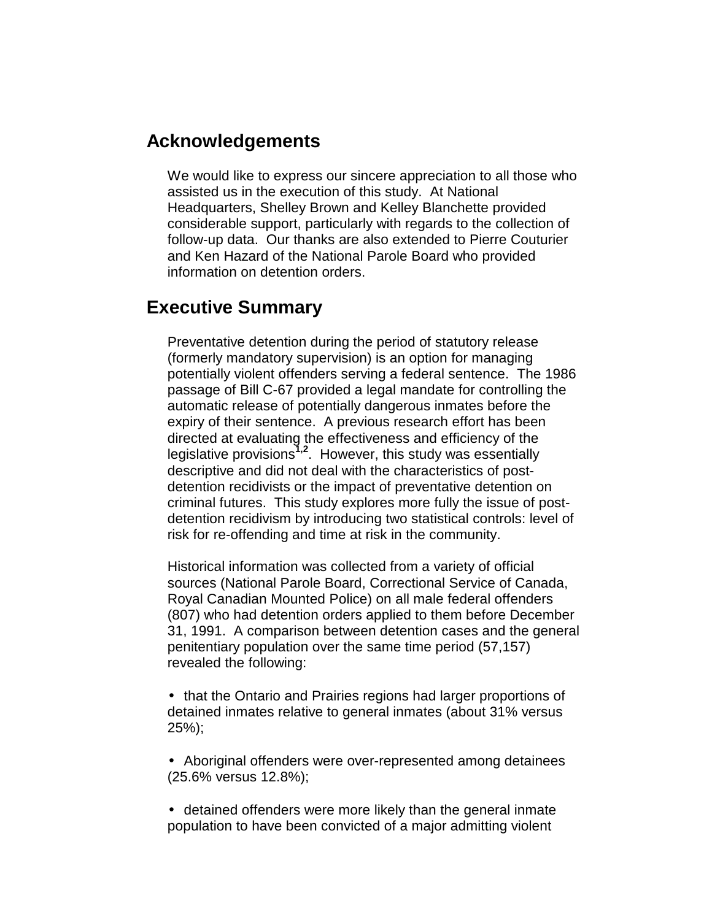## Acknowledgements

We would like to express our sincere appreciation to all those who assisted us in the execution of this study. At National Headquarters, Shelley Brown and Kelley Blanchette provided considerable support, particularly with regards to the collection of follow-up data. Our thanks are also extended to Pierre Couturier and Ken Hazard of the National Parole Board who provided information on detention orders.

## Executive Summary

Preventative detention during the period of statutory release (formerly mandatory supervision) is an option for managing potentially violent offenders serving a federal sentence. The 1986 passage of Bill C-67 provided a legal mandate for controlling the automatic release of potentially dangerous inmates before the expiry of their sentence. A previous research effort has been directed at evaluating the effectiveness and efficiency of the legislative provisions[1,2]. However, this study was essentially descriptive and did not deal with the characteristics of post-detention recidivists or the impact of preventative detention on criminal futures. This study explores more fully the issue of post-detention recidivism by introducing two statistical controls: level of risk for re-offending and time at risk in the community.

Historical information was collected from a variety of official sources (National Parole Board, Correctional Service of Canada, Royal Canadian Mounted Police) on all male federal offenders (807) who had detention orders applied to them before December 31, 1991. A comparison between detention cases and the general penitentiary population over the same time period (57,157) revealed the following:

- that the Ontario and Prairies regions had larger proportions of detained inmates relative to general inmates (about 31% versus 25%);

- Aboriginal offenders were over-represented among detainees (25.6% versus 12.8%);

- detained offenders were more likely than the general inmate population to have been convicted of a major admitting violent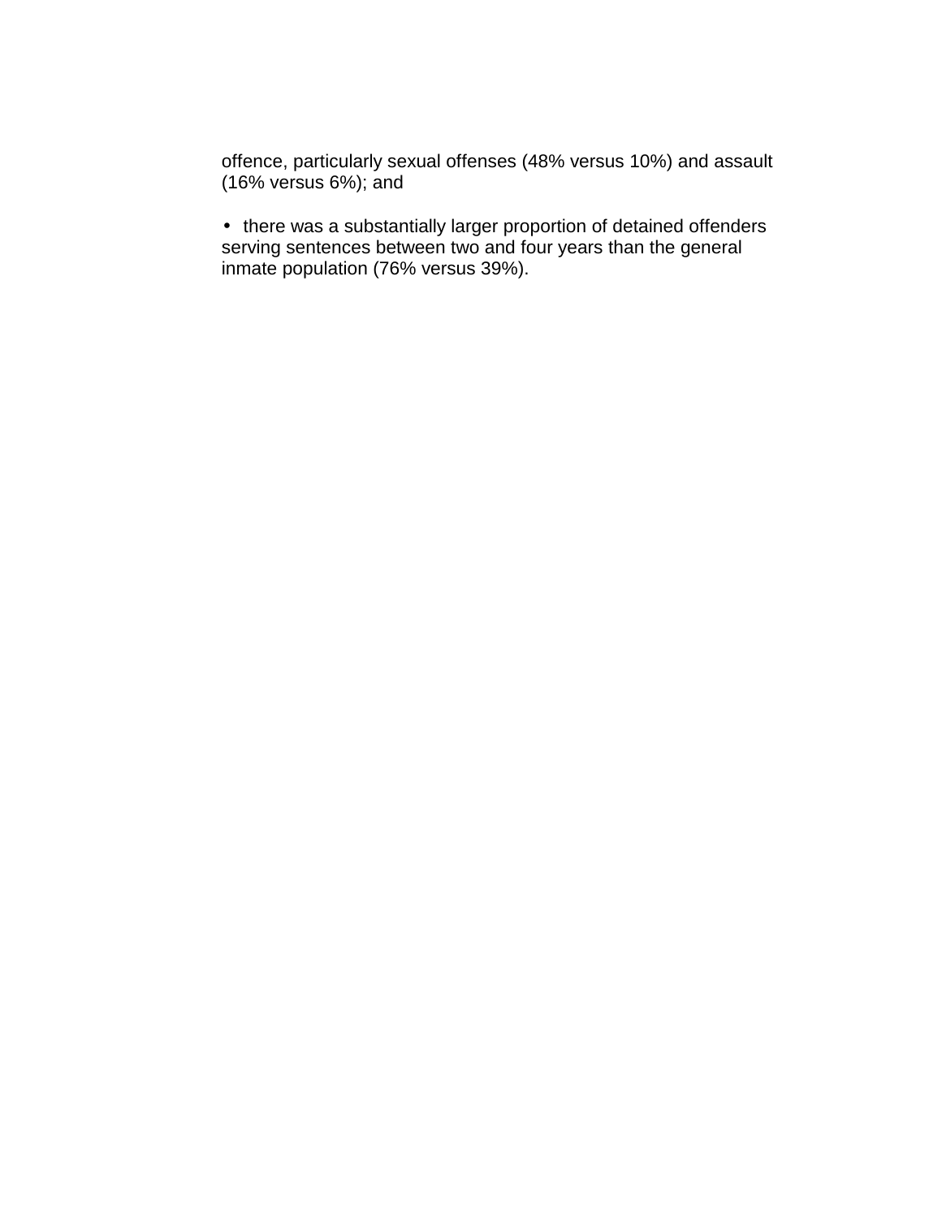offence, particularly sexual offenses (48% versus 10%) and assault (16% versus 6%); and

- there was a substantially larger proportion of detained offenders serving sentences between two and four years than the general inmate population (76% versus 39%).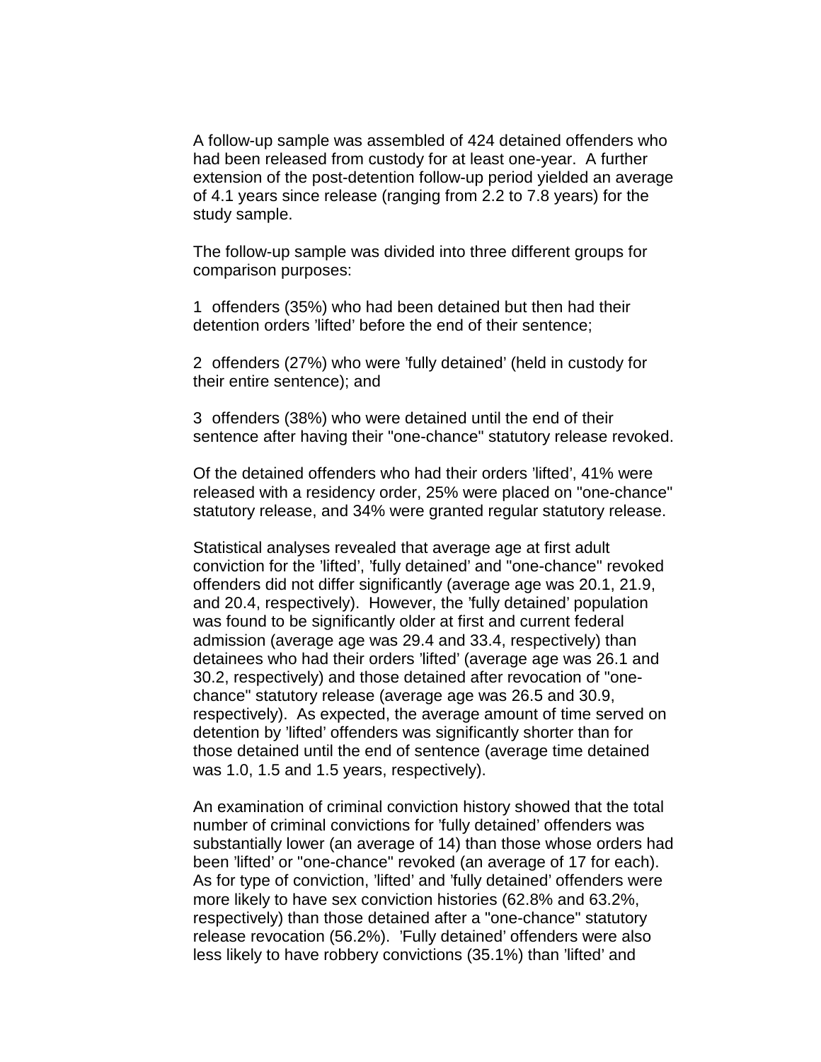A follow-up sample was assembled of 424 detained offenders who had been released from custody for at least one-year. A further extension of the post-detention follow-up period yielded an average of 4.1 years since release (ranging from 2.2 to 7.8 years) for the study sample.

The follow-up sample was divided into three different groups for comparison purposes:

1 offenders (35%) who had been detained but then had their detention orders 'lifted' before the end of their sentence;

2 offenders (27%) who were 'fully detained' (held in custody for their entire sentence); and

3 offenders (38%) who were detained until the end of their sentence after having their "one-chance" statutory release revoked.

Of the detained offenders who had their orders 'lifted', 41% were released with a residency order, 25% were placed on "one-chance" statutory release, and 34% were granted regular statutory release.

Statistical analyses revealed that average age at first adult conviction for the 'lifted', 'fully detained' and "one-chance" revoked offenders did not differ significantly (average age was 20.1, 21.9, and 20.4, respectively). However, the 'fully detained' population was found to be significantly older at first and current federal admission (average age was 29.4 and 33.4, respectively) than detainees who had their orders 'lifted' (average age was 26.1 and 30.2, respectively) and those detained after revocation of "one-chance" statutory release (average age was 26.5 and 30.9, respectively). As expected, the average amount of time served on detention by 'lifted' offenders was significantly shorter than for those detained until the end of sentence (average time detained was 1.0, 1.5 and 1.5 years, respectively).

An examination of criminal conviction history showed that the total number of criminal convictions for 'fully detained' offenders was substantially lower (an average of 14) than those whose orders had been 'lifted' or "one-chance" revoked (an average of 17 for each). As for type of conviction, 'lifted' and 'fully detained' offenders were more likely to have sex conviction histories (62.8% and 63.2%, respectively) than those detained after a "one-chance" statutory release revocation (56.2%). 'Fully detained' offenders were also less likely to have robbery convictions (35.1%) than 'lifted' and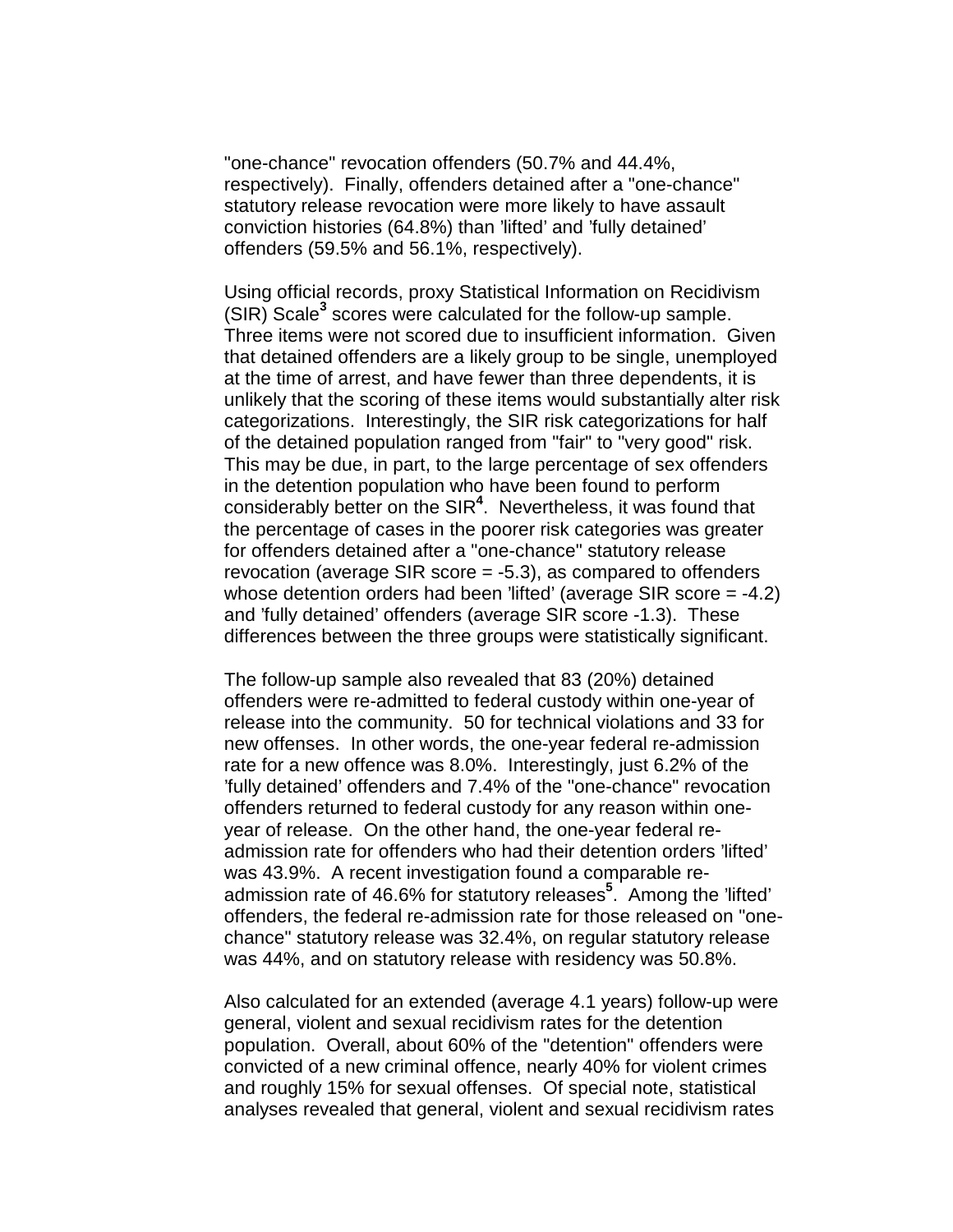"one-chance" revocation offenders (50.7% and 44.4%, respectively). Finally, offenders detained after a "one-chance" statutory release revocation were more likely to have assault conviction histories (64.8%) than 'lifted' and 'fully detained' offenders (59.5% and 56.1%, respectively).

Using official records, proxy Statistical Information on Recidivism (SIR) Scale[3] scores were calculated for the follow-up sample. Three items were not scored due to insufficient information. Given that detained offenders are a likely group to be single, unemployed at the time of arrest, and have fewer than three dependents, it is unlikely that the scoring of these items would substantially alter risk categorizations. Interestingly, the SIR risk categorizations for half of the detained population ranged from "fair" to "very good" risk. This may be due, in part, to the large percentage of sex offenders in the detention population who have been found to perform considerably better on the SIR[4]. Nevertheless, it was found that the percentage of cases in the poorer risk categories was greater for offenders detained after a "one-chance" statutory release revocation (average SIR score = -5.3), as compared to offenders whose detention orders had been 'lifted' (average SIR score = -4.2) and 'fully detained' offenders (average SIR score -1.3). These differences between the three groups were statistically significant.

The follow-up sample also revealed that 83 (20%) detained offenders were re-admitted to federal custody within one-year of release into the community. 50 for technical violations and 33 for new offenses. In other words, the one-year federal re-admission rate for a new offence was 8.0%. Interestingly, just 6.2% of the 'fully detained' offenders and 7.4% of the "one-chance" revocation offenders returned to federal custody for any reason within one-year of release. On the other hand, the one-year federal re-admission rate for offenders who had their detention orders 'lifted' was 43.9%. A recent investigation found a comparable re-admission rate of 46.6% for statutory releases[5]. Among the 'lifted' offenders, the federal re-admission rate for those released on "one-chance" statutory release was 32.4%, on regular statutory release was 44%, and on statutory release with residency was 50.8%.

Also calculated for an extended (average 4.1 years) follow-up were general, violent and sexual recidivism rates for the detention population. Overall, about 60% of the "detention" offenders were convicted of a new criminal offence, nearly 40% for violent crimes and roughly 15% for sexual offenses. Of special note, statistical analyses revealed that general, violent and sexual recidivism rates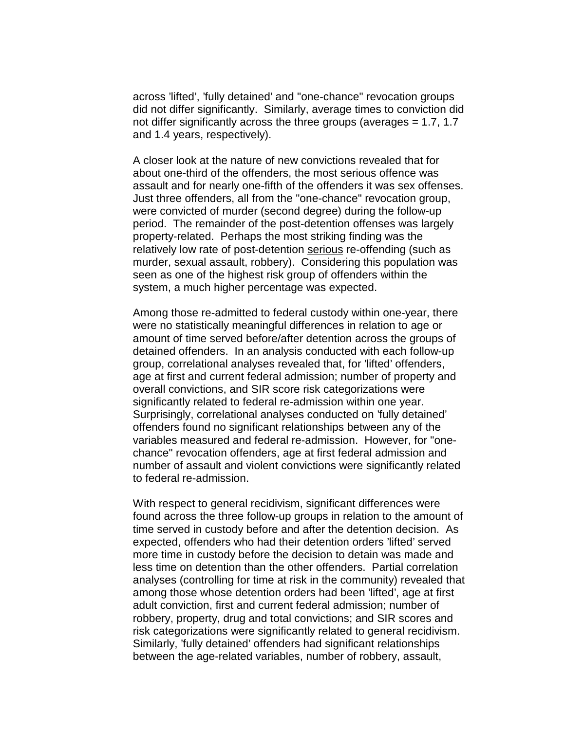across 'lifted', 'fully detained' and "one-chance" revocation groups did not differ significantly. Similarly, average times to conviction did not differ significantly across the three groups (averages = 1.7, 1.7 and 1.4 years, respectively).

A closer look at the nature of new convictions revealed that for about one-third of the offenders, the most serious offence was assault and for nearly one-fifth of the offenders it was sex offenses. Just three offenders, all from the "one-chance" revocation group, were convicted of murder (second degree) during the follow-up period. The remainder of the post-detention offenses was largely property-related. Perhaps the most striking finding was the relatively low rate of post-detention <u>serious</u> re-offending (such as murder, sexual assault, robbery). Considering this population was seen as one of the highest risk group of offenders within the system, a much higher percentage was expected.

Among those re-admitted to federal custody within one-year, there were no statistically meaningful differences in relation to age or amount of time served before/after detention across the groups of detained offenders. In an analysis conducted with each follow-up group, correlational analyses revealed that, for 'lifted' offenders, age at first and current federal admission; number of property and overall convictions, and SIR score risk categorizations were significantly related to federal re-admission within one year. Surprisingly, correlational analyses conducted on 'fully detained' offenders found no significant relationships between any of the variables measured and federal re-admission. However, for "one-chance" revocation offenders, age at first federal admission and number of assault and violent convictions were significantly related to federal re-admission.

With respect to general recidivism, significant differences were found across the three follow-up groups in relation to the amount of time served in custody before and after the detention decision. As expected, offenders who had their detention orders 'lifted' served more time in custody before the decision to detain was made and less time on detention than the other offenders. Partial correlation analyses (controlling for time at risk in the community) revealed that among those whose detention orders had been 'lifted', age at first adult conviction, first and current federal admission; number of robbery, property, drug and total convictions; and SIR scores and risk categorizations were significantly related to general recidivism. Similarly, 'fully detained' offenders had significant relationships between the age-related variables, number of robbery, assault,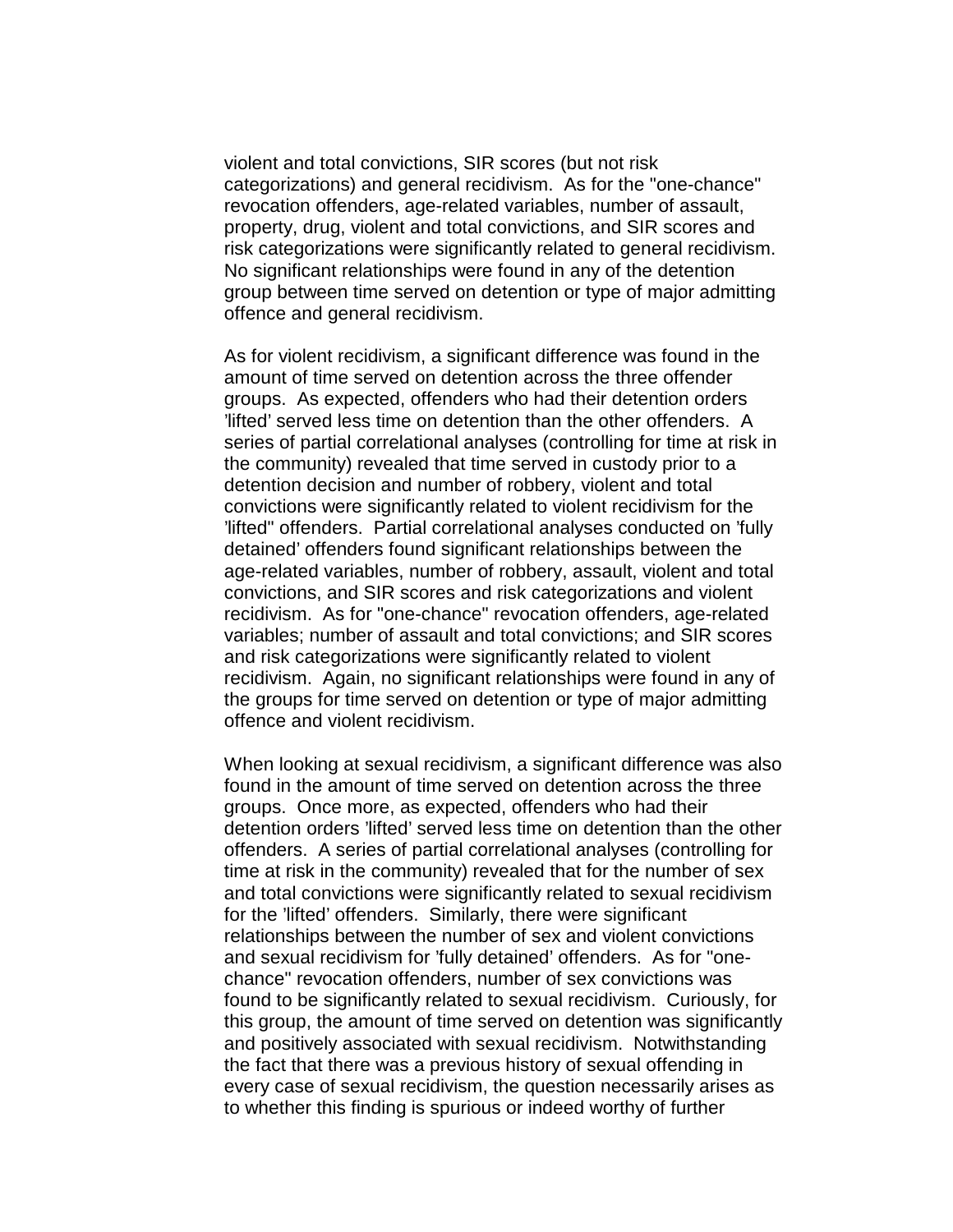violent and total convictions, SIR scores (but not risk categorizations) and general recidivism. As for the "one-chance" revocation offenders, age-related variables, number of assault, property, drug, violent and total convictions, and SIR scores and risk categorizations were significantly related to general recidivism. No significant relationships were found in any of the detention group between time served on detention or type of major admitting offence and general recidivism.

As for violent recidivism, a significant difference was found in the amount of time served on detention across the three offender groups. As expected, offenders who had their detention orders 'lifted' served less time on detention than the other offenders. A series of partial correlational analyses (controlling for time at risk in the community) revealed that time served in custody prior to a detention decision and number of robbery, violent and total convictions were significantly related to violent recidivism for the 'lifted" offenders. Partial correlational analyses conducted on 'fully detained' offenders found significant relationships between the age-related variables, number of robbery, assault, violent and total convictions, and SIR scores and risk categorizations and violent recidivism. As for "one-chance" revocation offenders, age-related variables; number of assault and total convictions; and SIR scores and risk categorizations were significantly related to violent recidivism. Again, no significant relationships were found in any of the groups for time served on detention or type of major admitting offence and violent recidivism.

When looking at sexual recidivism, a significant difference was also found in the amount of time served on detention across the three groups. Once more, as expected, offenders who had their detention orders 'lifted' served less time on detention than the other offenders. A series of partial correlational analyses (controlling for time at risk in the community) revealed that for the number of sex and total convictions were significantly related to sexual recidivism for the 'lifted' offenders. Similarly, there were significant relationships between the number of sex and violent convictions and sexual recidivism for 'fully detained' offenders. As for "one-chance" revocation offenders, number of sex convictions was found to be significantly related to sexual recidivism. Curiously, for this group, the amount of time served on detention was significantly and positively associated with sexual recidivism. Notwithstanding the fact that there was a previous history of sexual offending in every case of sexual recidivism, the question necessarily arises as to whether this finding is spurious or indeed worthy of further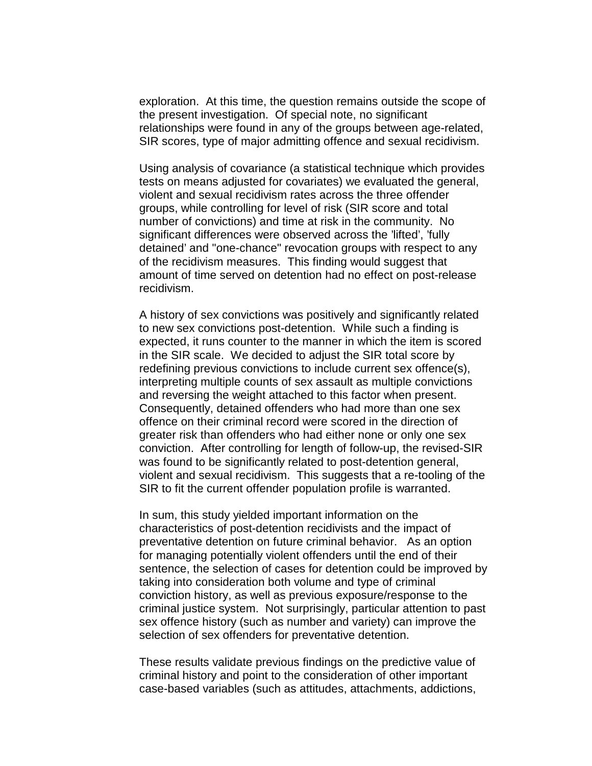exploration. At this time, the question remains outside the scope of the present investigation. Of special note, no significant relationships were found in any of the groups between age-related, SIR scores, type of major admitting offence and sexual recidivism.

Using analysis of covariance (a statistical technique which provides tests on means adjusted for covariates) we evaluated the general, violent and sexual recidivism rates across the three offender groups, while controlling for level of risk (SIR score and total number of convictions) and time at risk in the community. No significant differences were observed across the 'lifted', 'fully detained' and "one-chance" revocation groups with respect to any of the recidivism measures. This finding would suggest that amount of time served on detention had no effect on post-release recidivism.

A history of sex convictions was positively and significantly related to new sex convictions post-detention. While such a finding is expected, it runs counter to the manner in which the item is scored in the SIR scale. We decided to adjust the SIR total score by redefining previous convictions to include current sex offence(s), interpreting multiple counts of sex assault as multiple convictions and reversing the weight attached to this factor when present. Consequently, detained offenders who had more than one sex offence on their criminal record were scored in the direction of greater risk than offenders who had either none or only one sex conviction. After controlling for length of follow-up, the revised-SIR was found to be significantly related to post-detention general, violent and sexual recidivism. This suggests that a re-tooling of the SIR to fit the current offender population profile is warranted.

In sum, this study yielded important information on the characteristics of post-detention recidivists and the impact of preventative detention on future criminal behavior. As an option for managing potentially violent offenders until the end of their sentence, the selection of cases for detention could be improved by taking into consideration both volume and type of criminal conviction history, as well as previous exposure/response to the criminal justice system. Not surprisingly, particular attention to past sex offence history (such as number and variety) can improve the selection of sex offenders for preventative detention.

These results validate previous findings on the predictive value of criminal history and point to the consideration of other important case-based variables (such as attitudes, attachments, addictions,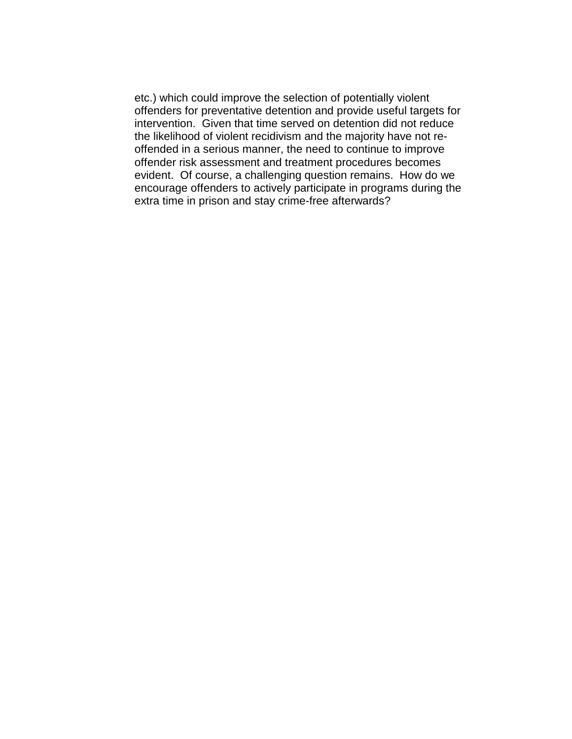etc.) which could improve the selection of potentially violent offenders for preventative detention and provide useful targets for intervention. Given that time served on detention did not reduce the likelihood of violent recidivism and the majority have not re-offended in a serious manner, the need to continue to improve offender risk assessment and treatment procedures becomes evident. Of course, a challenging question remains. How do we encourage offenders to actively participate in programs during the extra time in prison and stay crime-free afterwards?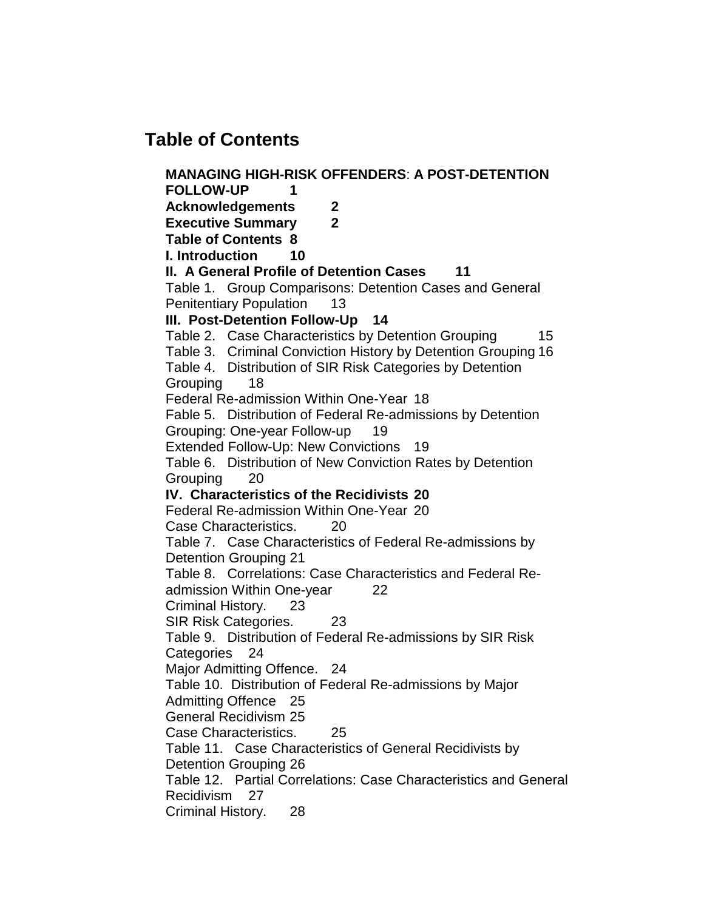# Table of Contents

**MANAGING HIGH-RISK OFFENDERS**: **A POST-DETENTION FOLLOW-UP 1**

**Acknowledgements 2**

**Executive Summary 2**

**Table of Contents 8**

**I. Introduction 10**

**II. A General Profile of Detention Cases 11**

Table 1. Group Comparisons: Detention Cases and General Penitentiary Population 13

**III. Post-Detention Follow-Up 14**

Table 2. Case Characteristics by Detention Grouping 15

Table 3. Criminal Conviction History by Detention Grouping 16

Table 4. Distribution of SIR Risk Categories by Detention Grouping 18

Federal Re-admission Within One-Year 18

Fable 5. Distribution of Federal Re-admissions by Detention Grouping: One-year Follow-up 19

Extended Follow-Up: New Convictions 19

Table 6. Distribution of New Conviction Rates by Detention Grouping 20

**IV. Characteristics of the Recidivists 20**

Federal Re-admission Within One-Year 20

Case Characteristics. 20

Table 7. Case Characteristics of Federal Re-admissions by Detention Grouping 21

Table 8. Correlations: Case Characteristics and Federal Re-admission Within One-year 22

Criminal History. 23

SIR Risk Categories. 23

Table 9. Distribution of Federal Re-admissions by SIR Risk Categories 24

Major Admitting Offence. 24

Table 10. Distribution of Federal Re-admissions by Major Admitting Offence 25

General Recidivism 25

Case Characteristics. 25

Table 11. Case Characteristics of General Recidivists by Detention Grouping 26

Table 12. Partial Correlations: Case Characteristics and General Recidivism 27

Criminal History. 28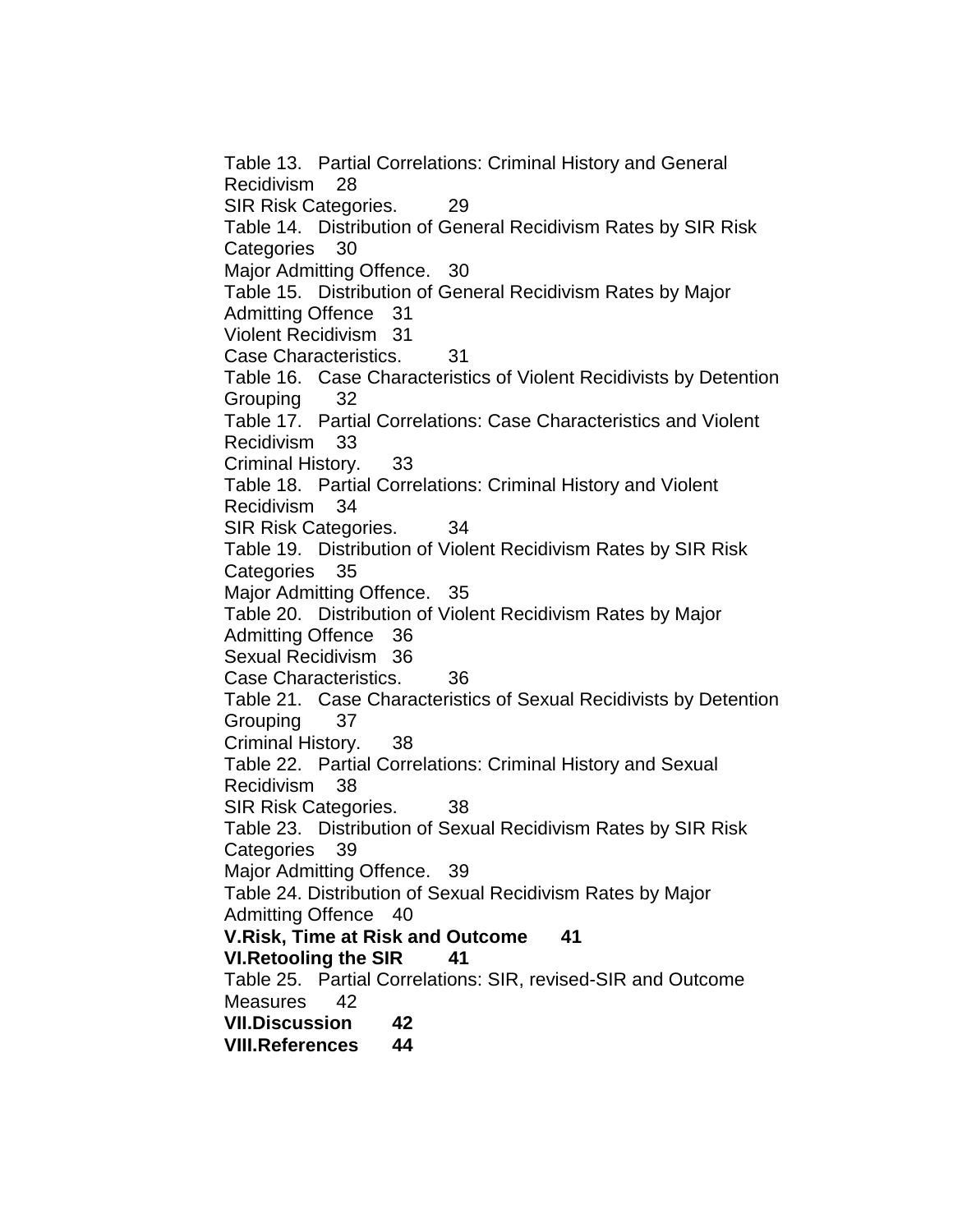Table 13. Partial Correlations: Criminal History and General Recidivism 28
SIR Risk Categories. 29
Table 14. Distribution of General Recidivism Rates by SIR Risk Categories 30
Major Admitting Offence. 30
Table 15. Distribution of General Recidivism Rates by Major Admitting Offence 31
Violent Recidivism 31
Case Characteristics. 31
Table 16. Case Characteristics of Violent Recidivists by Detention Grouping 32
Table 17. Partial Correlations: Case Characteristics and Violent Recidivism 33
Criminal History. 33
Table 18. Partial Correlations: Criminal History and Violent Recidivism 34
SIR Risk Categories. 34
Table 19. Distribution of Violent Recidivism Rates by SIR Risk Categories 35
Major Admitting Offence. 35
Table 20. Distribution of Violent Recidivism Rates by Major Admitting Offence 36
Sexual Recidivism 36
Case Characteristics. 36
Table 21. Case Characteristics of Sexual Recidivists by Detention Grouping 37
Criminal History. 38
Table 22. Partial Correlations: Criminal History and Sexual Recidivism 38
SIR Risk Categories. 38
Table 23. Distribution of Sexual Recidivism Rates by SIR Risk Categories 39
Major Admitting Offence. 39
Table 24. Distribution of Sexual Recidivism Rates by Major Admitting Offence 40
**V.Risk, Time at Risk and Outcome 41**
**VI.Retooling the SIR 41**
Table 25. Partial Correlations: SIR, revised-SIR and Outcome Measures 42
**VII.Discussion 42**
**VIII.References 44**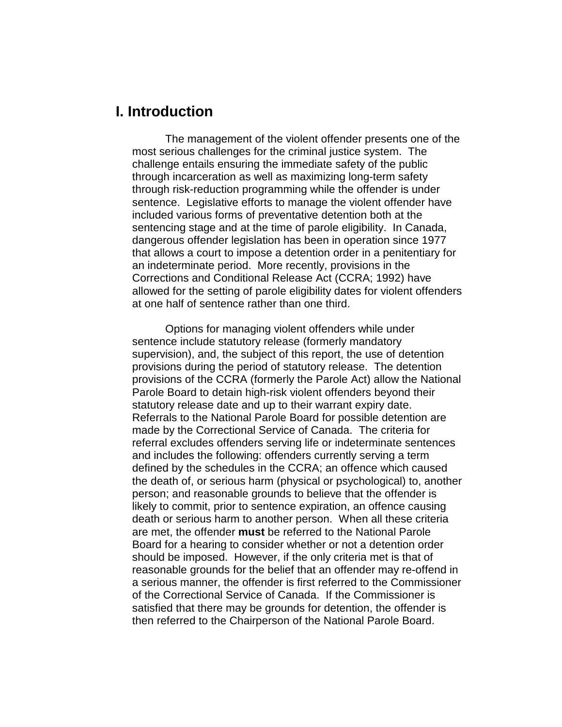# I. Introduction

The management of the violent offender presents one of the most serious challenges for the criminal justice system. The challenge entails ensuring the immediate safety of the public through incarceration as well as maximizing long-term safety through risk-reduction programming while the offender is under sentence. Legislative efforts to manage the violent offender have included various forms of preventative detention both at the sentencing stage and at the time of parole eligibility. In Canada, dangerous offender legislation has been in operation since 1977 that allows a court to impose a detention order in a penitentiary for an indeterminate period. More recently, provisions in the Corrections and Conditional Release Act (CCRA; 1992) have allowed for the setting of parole eligibility dates for violent offenders at one half of sentence rather than one third.

Options for managing violent offenders while under sentence include statutory release (formerly mandatory supervision), and, the subject of this report, the use of detention provisions during the period of statutory release. The detention provisions of the CCRA (formerly the Parole Act) allow the National Parole Board to detain high-risk violent offenders beyond their statutory release date and up to their warrant expiry date. Referrals to the National Parole Board for possible detention are made by the Correctional Service of Canada. The criteria for referral excludes offenders serving life or indeterminate sentences and includes the following: offenders currently serving a term defined by the schedules in the CCRA; an offence which caused the death of, or serious harm (physical or psychological) to, another person; and reasonable grounds to believe that the offender is likely to commit, prior to sentence expiration, an offence causing death or serious harm to another person. When all these criteria are met, the offender **must** be referred to the National Parole Board for a hearing to consider whether or not a detention order should be imposed. However, if the only criteria met is that of reasonable grounds for the belief that an offender may re-offend in a serious manner, the offender is first referred to the Commissioner of the Correctional Service of Canada. If the Commissioner is satisfied that there may be grounds for detention, the offender is then referred to the Chairperson of the National Parole Board.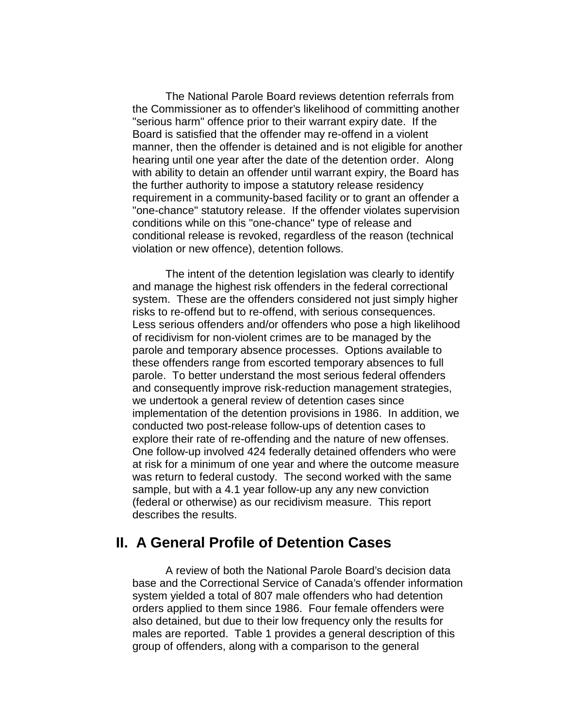The National Parole Board reviews detention referrals from the Commissioner as to offender's likelihood of committing another "serious harm" offence prior to their warrant expiry date. If the Board is satisfied that the offender may re-offend in a violent manner, then the offender is detained and is not eligible for another hearing until one year after the date of the detention order. Along with ability to detain an offender until warrant expiry, the Board has the further authority to impose a statutory release residency requirement in a community-based facility or to grant an offender a "one-chance" statutory release. If the offender violates supervision conditions while on this "one-chance" type of release and conditional release is revoked, regardless of the reason (technical violation or new offence), detention follows.

The intent of the detention legislation was clearly to identify and manage the highest risk offenders in the federal correctional system. These are the offenders considered not just simply higher risks to re-offend but to re-offend, with serious consequences. Less serious offenders and/or offenders who pose a high likelihood of recidivism for non-violent crimes are to be managed by the parole and temporary absence processes. Options available to these offenders range from escorted temporary absences to full parole. To better understand the most serious federal offenders and consequently improve risk-reduction management strategies, we undertook a general review of detention cases since implementation of the detention provisions in 1986. In addition, we conducted two post-release follow-ups of detention cases to explore their rate of re-offending and the nature of new offenses. One follow-up involved 424 federally detained offenders who were at risk for a minimum of one year and where the outcome measure was return to federal custody. The second worked with the same sample, but with a 4.1 year follow-up any any new conviction (federal or otherwise) as our recidivism measure. This report describes the results.

## II. A General Profile of Detention Cases

A review of both the National Parole Board's decision data base and the Correctional Service of Canada's offender information system yielded a total of 807 male offenders who had detention orders applied to them since 1986. Four female offenders were also detained, but due to their low frequency only the results for males are reported. Table 1 provides a general description of this group of offenders, along with a comparison to the general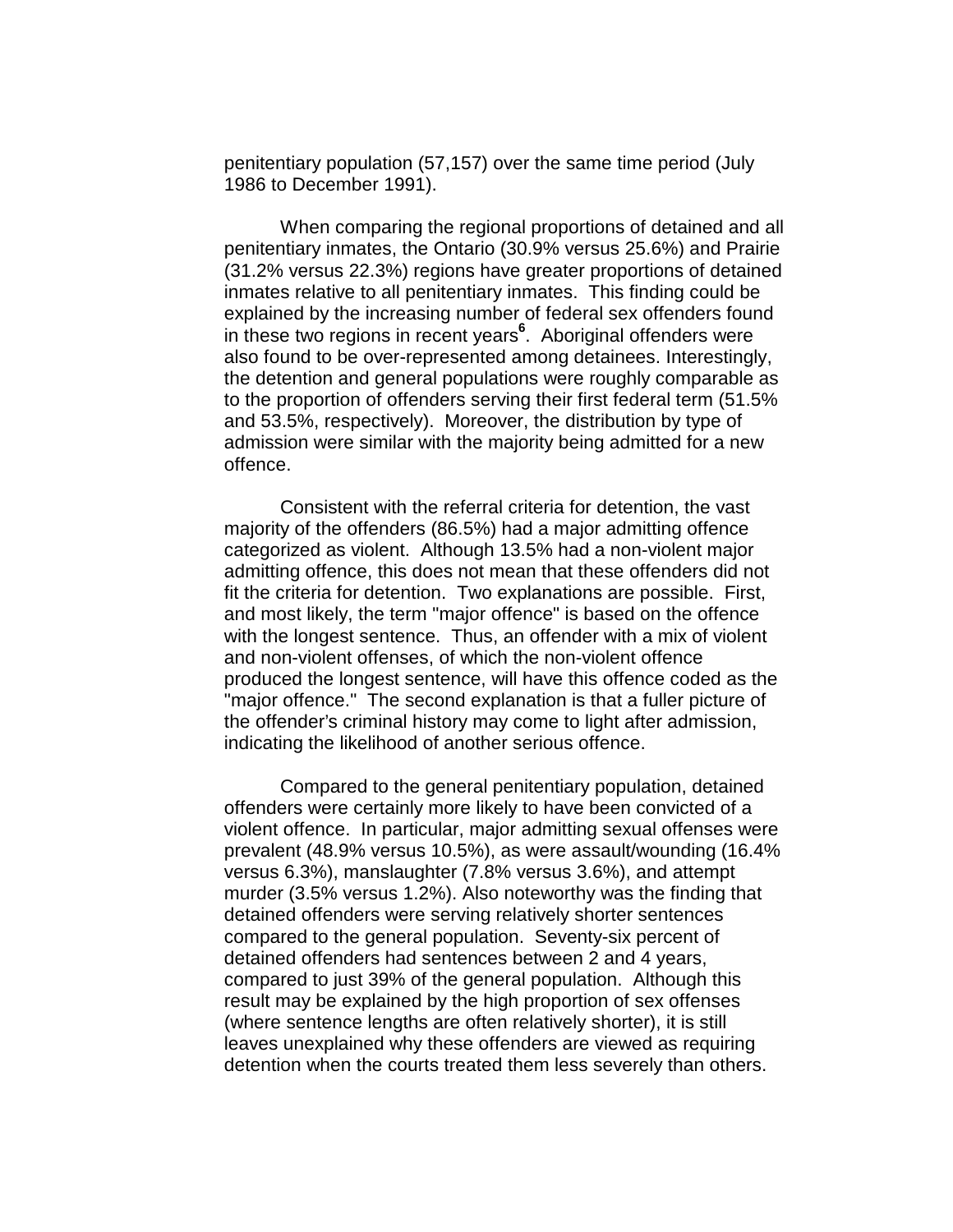penitentiary population (57,157) over the same time period (July 1986 to December 1991).

When comparing the regional proportions of detained and all penitentiary inmates, the Ontario (30.9% versus 25.6%) and Prairie (31.2% versus 22.3%) regions have greater proportions of detained inmates relative to all penitentiary inmates. This finding could be explained by the increasing number of federal sex offenders found in these two regions in recent years[6]. Aboriginal offenders were also found to be over-represented among detainees. Interestingly, the detention and general populations were roughly comparable as to the proportion of offenders serving their first federal term (51.5% and 53.5%, respectively). Moreover, the distribution by type of admission were similar with the majority being admitted for a new offence.

Consistent with the referral criteria for detention, the vast majority of the offenders (86.5%) had a major admitting offence categorized as violent. Although 13.5% had a non-violent major admitting offence, this does not mean that these offenders did not fit the criteria for detention. Two explanations are possible. First, and most likely, the term "major offence" is based on the offence with the longest sentence. Thus, an offender with a mix of violent and non-violent offenses, of which the non-violent offence produced the longest sentence, will have this offence coded as the "major offence." The second explanation is that a fuller picture of the offender's criminal history may come to light after admission, indicating the likelihood of another serious offence.

Compared to the general penitentiary population, detained offenders were certainly more likely to have been convicted of a violent offence. In particular, major admitting sexual offenses were prevalent (48.9% versus 10.5%), as were assault/wounding (16.4% versus 6.3%), manslaughter (7.8% versus 3.6%), and attempt murder (3.5% versus 1.2%). Also noteworthy was the finding that detained offenders were serving relatively shorter sentences compared to the general population. Seventy-six percent of detained offenders had sentences between 2 and 4 years, compared to just 39% of the general population. Although this result may be explained by the high proportion of sex offenses (where sentence lengths are often relatively shorter), it is still leaves unexplained why these offenders are viewed as requiring detention when the courts treated them less severely than others.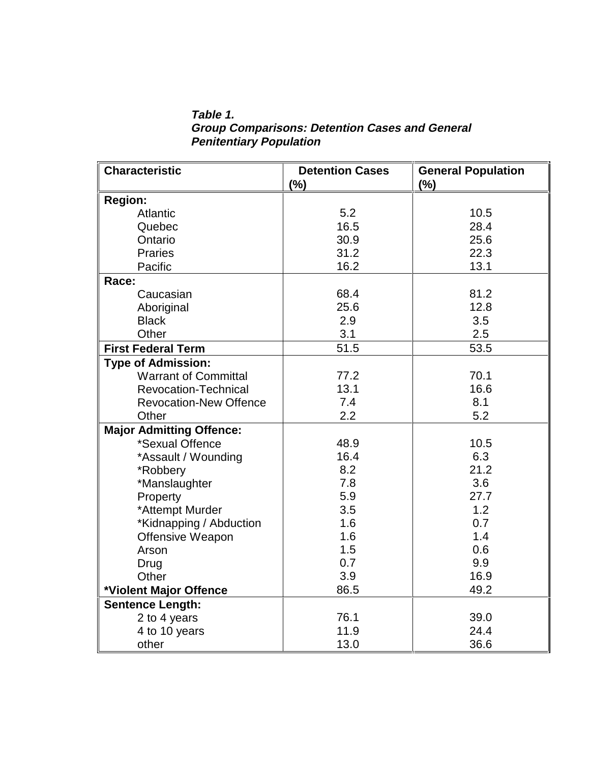***Table 1.***
***Group Comparisons: Detention Cases and General Penitentiary Population***

| Characteristic | Detention Cases (%) | General Population (%) |
|---|---|---|
| **Region:** | | |
| Atlantic | 5.2 | 10.5 |
| Quebec | 16.5 | 28.4 |
| Ontario | 30.9 | 25.6 |
| Praries | 31.2 | 22.3 |
| Pacific | 16.2 | 13.1 |
| **Race:** | | |
| Caucasian | 68.4 | 81.2 |
| Aboriginal | 25.6 | 12.8 |
| Black | 2.9 | 3.5 |
| Other | 3.1 | 2.5 |
| **First Federal Term** | 51.5 | 53.5 |
| **Type of Admission:** | | |
| Warrant of Committal | 77.2 | 70.1 |
| Revocation-Technical | 13.1 | 16.6 |
| Revocation-New Offence | 7.4 | 8.1 |
| Other | 2.2 | 5.2 |
| **Major Admitting Offence:** | | |
| *Sexual Offence | 48.9 | 10.5 |
| *Assault / Wounding | 16.4 | 6.3 |
| *Robbery | 8.2 | 21.2 |
| *Manslaughter | 7.8 | 3.6 |
| Property | 5.9 | 27.7 |
| *Attempt Murder | 3.5 | 1.2 |
| *Kidnapping / Abduction | 1.6 | 0.7 |
| Offensive Weapon | 1.6 | 1.4 |
| Arson | 1.5 | 0.6 |
| Drug | 0.7 | 9.9 |
| Other | 3.9 | 16.9 |
| **\*Violent Major Offence** | 86.5 | 49.2 |
| **Sentence Length:** | | |
| 2 to 4 years | 76.1 | 39.0 |
| 4 to 10 years | 11.9 | 24.4 |
| other | 13.0 | 36.6 |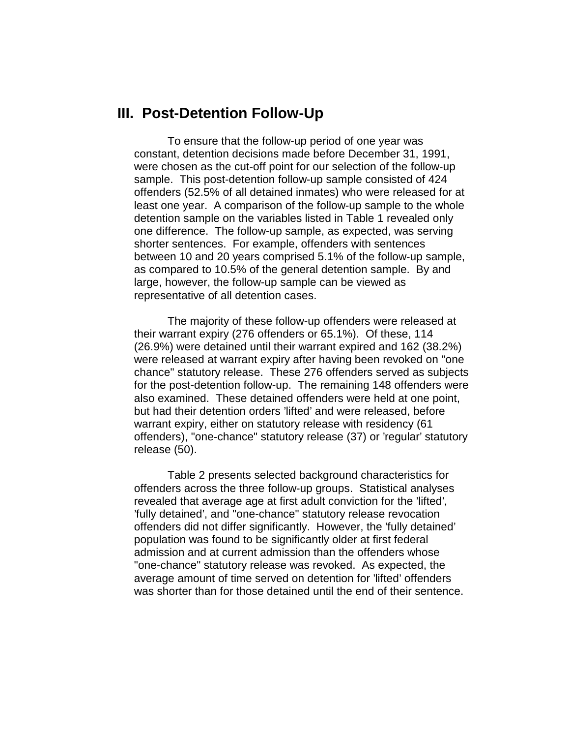## III. Post-Detention Follow-Up

To ensure that the follow-up period of one year was constant, detention decisions made before December 31, 1991, were chosen as the cut-off point for our selection of the follow-up sample. This post-detention follow-up sample consisted of 424 offenders (52.5% of all detained inmates) who were released for at least one year. A comparison of the follow-up sample to the whole detention sample on the variables listed in Table 1 revealed only one difference. The follow-up sample, as expected, was serving shorter sentences. For example, offenders with sentences between 10 and 20 years comprised 5.1% of the follow-up sample, as compared to 10.5% of the general detention sample. By and large, however, the follow-up sample can be viewed as representative of all detention cases.

The majority of these follow-up offenders were released at their warrant expiry (276 offenders or 65.1%). Of these, 114 (26.9%) were detained until their warrant expired and 162 (38.2%) were released at warrant expiry after having been revoked on "one chance" statutory release. These 276 offenders served as subjects for the post-detention follow-up. The remaining 148 offenders were also examined. These detained offenders were held at one point, but had their detention orders 'lifted' and were released, before warrant expiry, either on statutory release with residency (61 offenders), "one-chance" statutory release (37) or 'regular' statutory release (50).

Table 2 presents selected background characteristics for offenders across the three follow-up groups. Statistical analyses revealed that average age at first adult conviction for the 'lifted', 'fully detained', and "one-chance" statutory release revocation offenders did not differ significantly. However, the 'fully detained' population was found to be significantly older at first federal admission and at current admission than the offenders whose "one-chance" statutory release was revoked. As expected, the average amount of time served on detention for 'lifted' offenders was shorter than for those detained until the end of their sentence.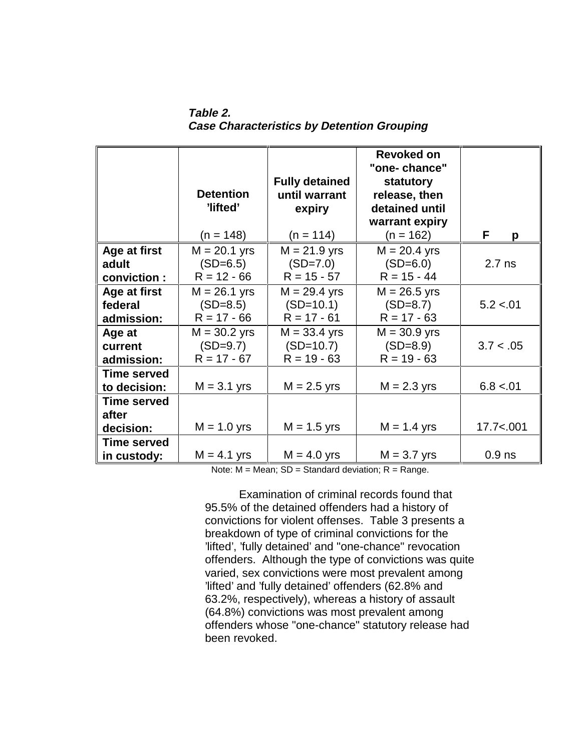***Table 2.***
***Case Characteristics by Detention Grouping***

| | **Detention 'lifted'** (n = 148) | **Fully detained until warrant expiry** (n = 114) | **Revoked on "one- chance" statutory release, then detained until warrant expiry** (n = 162) | **F p** |
|---|---|---|---|---|
| **Age at first adult conviction :** | M = 20.1 yrs (SD=6.5) R = 12 - 66 | M = 21.9 yrs (SD=7.0) R = 15 - 57 | M = 20.4 yrs (SD=6.0) R = 15 - 44 | 2.7 ns |
| **Age at first federal admission:** | M = 26.1 yrs (SD=8.5) R = 17 - 66 | M = 29.4 yrs (SD=10.1) R = 17 - 61 | M = 26.5 yrs (SD=8.7) R = 17 - 63 | 5.2 <.01 |
| **Age at current admission:** | M = 30.2 yrs (SD=9.7) R = 17 - 67 | M = 33.4 yrs (SD=10.7) R = 19 - 63 | M = 30.9 yrs (SD=8.9) R = 19 - 63 | 3.7 < .05 |
| **Time served to decision:** | M = 3.1 yrs | M = 2.5 yrs | M = 2.3 yrs | 6.8 <.01 |
| **Time served after decision:** | M = 1.0 yrs | M = 1.5 yrs | M = 1.4 yrs | 17.7<.001 |
| **Time served in custody:** | M = 4.1 yrs | M = 4.0 yrs | M = 3.7 yrs | 0.9 ns |

Note: M = Mean; SD = Standard deviation; R = Range.

Examination of criminal records found that 95.5% of the detained offenders had a history of convictions for violent offenses. Table 3 presents a breakdown of type of criminal convictions for the 'lifted', 'fully detained' and "one-chance" revocation offenders. Although the type of convictions was quite varied, sex convictions were most prevalent among 'lifted' and 'fully detained' offenders (62.8% and 63.2%, respectively), whereas a history of assault (64.8%) convictions was most prevalent among offenders whose "one-chance" statutory release had been revoked.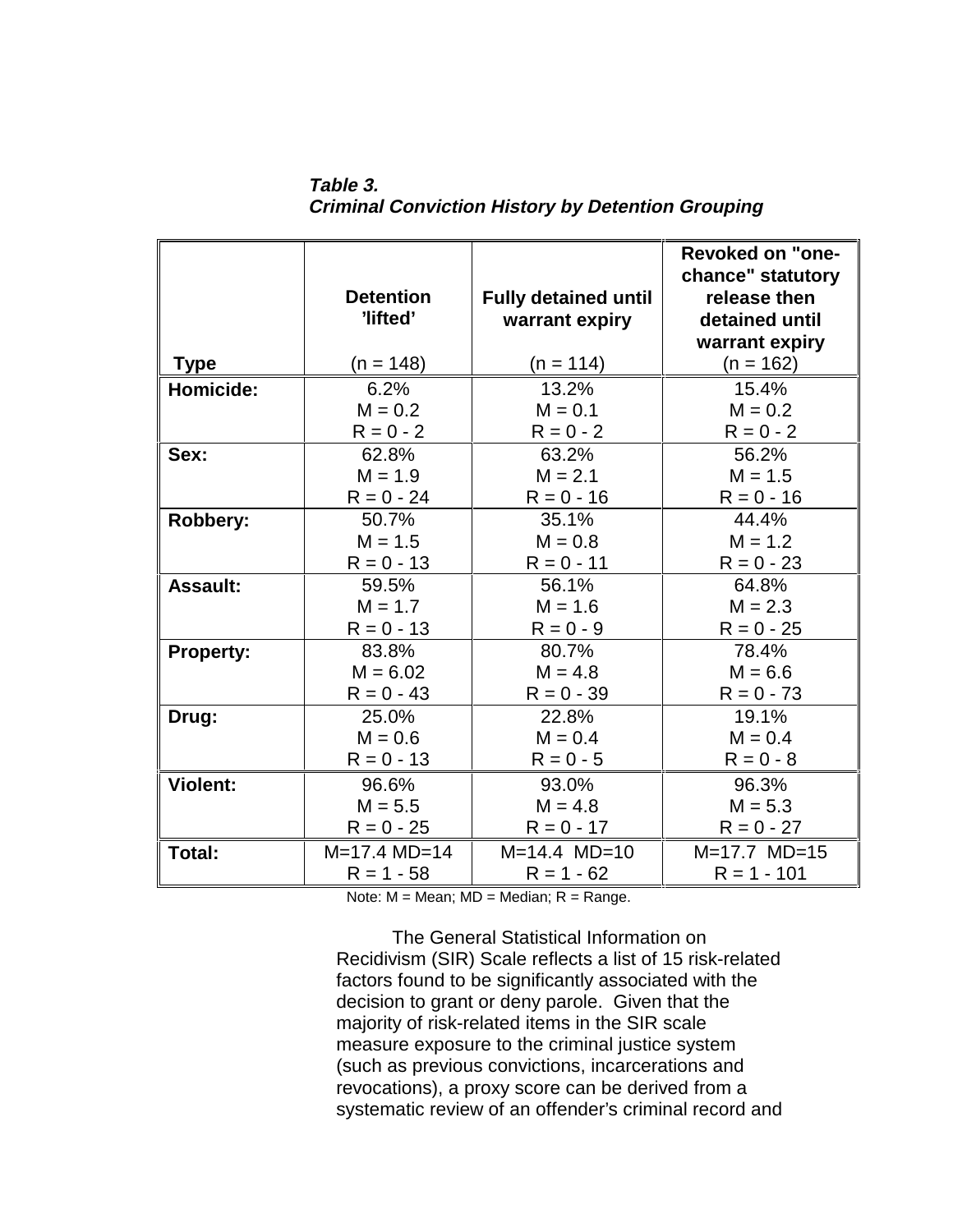*Table 3.*
***Criminal Conviction History by Detention Grouping***

| Type | Detention 'lifted' (n = 148) | Fully detained until warrant expiry (n = 114) | Revoked on "one-chance" statutory release then detained until warrant expiry (n = 162) |
|---|---|---|---|
| **Homicide:** | 6.2%<br>M = 0.2<br>R = 0 - 2 | 13.2%<br>M = 0.1<br>R = 0 - 2 | 15.4%<br>M = 0.2<br>R = 0 - 2 |
| **Sex:** | 62.8%<br>M = 1.9<br>R = 0 - 24 | 63.2%<br>M = 2.1<br>R = 0 - 16 | 56.2%<br>M = 1.5<br>R = 0 - 16 |
| **Robbery:** | 50.7%<br>M = 1.5<br>R = 0 - 13 | 35.1%<br>M = 0.8<br>R = 0 - 11 | 44.4%<br>M = 1.2<br>R = 0 - 23 |
| **Assault:** | 59.5%<br>M = 1.7<br>R = 0 - 13 | 56.1%<br>M = 1.6<br>R = 0 - 9 | 64.8%<br>M = 2.3<br>R = 0 - 25 |
| **Property:** | 83.8%<br>M = 6.02<br>R = 0 - 43 | 80.7%<br>M = 4.8<br>R = 0 - 39 | 78.4%<br>M = 6.6<br>R = 0 - 73 |
| **Drug:** | 25.0%<br>M = 0.6<br>R = 0 - 13 | 22.8%<br>M = 0.4<br>R = 0 - 5 | 19.1%<br>M = 0.4<br>R = 0 - 8 |
| **Violent:** | 96.6%<br>M = 5.5<br>R = 0 - 25 | 93.0%<br>M = 4.8<br>R = 0 - 17 | 96.3%<br>M = 5.3<br>R = 0 - 27 |
| **Total:** | M=17.4 MD=14<br>R = 1 - 58 | M=14.4 MD=10<br>R = 1 - 62 | M=17.7 MD=15<br>R = 1 - 101 |

Note: M = Mean; MD = Median; R = Range.

The General Statistical Information on Recidivism (SIR) Scale reflects a list of 15 risk-related factors found to be significantly associated with the decision to grant or deny parole. Given that the majority of risk-related items in the SIR scale measure exposure to the criminal justice system (such as previous convictions, incarcerations and revocations), a proxy score can be derived from a systematic review of an offender's criminal record and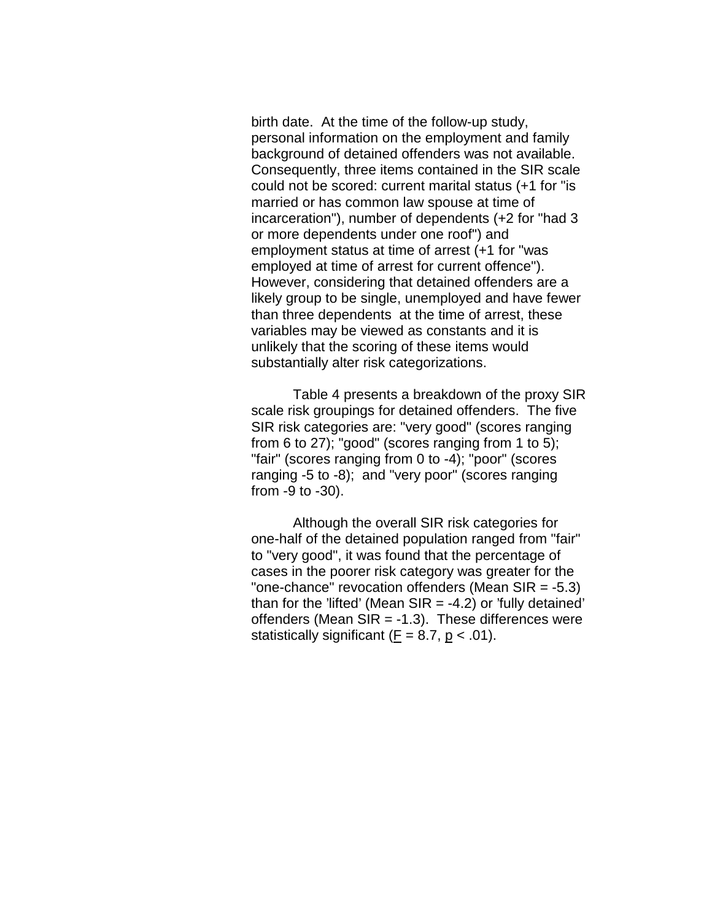birth date. At the time of the follow-up study, personal information on the employment and family background of detained offenders was not available. Consequently, three items contained in the SIR scale could not be scored: current marital status (+1 for "is married or has common law spouse at time of incarceration"), number of dependents (+2 for "had 3 or more dependents under one roof") and employment status at time of arrest (+1 for "was employed at time of arrest for current offence"). However, considering that detained offenders are a likely group to be single, unemployed and have fewer than three dependents at the time of arrest, these variables may be viewed as constants and it is unlikely that the scoring of these items would substantially alter risk categorizations.

Table 4 presents a breakdown of the proxy SIR scale risk groupings for detained offenders. The five SIR risk categories are: "very good" (scores ranging from 6 to 27); "good" (scores ranging from 1 to 5); "fair" (scores ranging from 0 to -4); "poor" (scores ranging -5 to -8); and "very poor" (scores ranging from -9 to -30).

Although the overall SIR risk categories for one-half of the detained population ranged from "fair" to "very good", it was found that the percentage of cases in the poorer risk category was greater for the "one-chance" revocation offenders (Mean SIR = -5.3) than for the 'lifted' (Mean SIR = -4.2) or 'fully detained' offenders (Mean SIR = -1.3). These differences were statistically significant ($F = 8.7$, $p < .01$).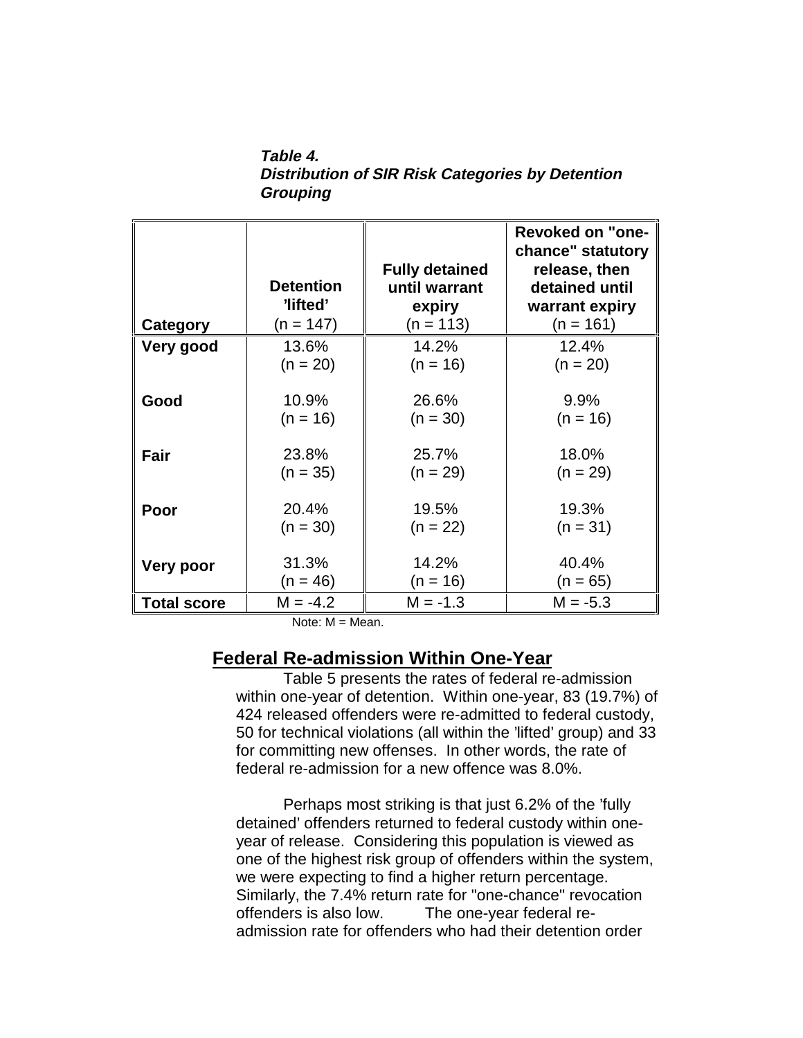***Table 4.***
***Distribution of SIR Risk Categories by Detention Grouping***

| Category | Detention 'lifted' (n = 147) | Fully detained until warrant expiry (n = 113) | Revoked on "one-chance" statutory release, then detained until warrant expiry (n = 161) |
|---|---|---|---|
| **Very good** | 13.6% (n = 20) | 14.2% (n = 16) | 12.4% (n = 20) |
| **Good** | 10.9% (n = 16) | 26.6% (n = 30) | 9.9% (n = 16) |
| **Fair** | 23.8% (n = 35) | 25.7% (n = 29) | 18.0% (n = 29) |
| **Poor** | 20.4% (n = 30) | 19.5% (n = 22) | 19.3% (n = 31) |
| **Very poor** | 31.3% (n = 46) | 14.2% (n = 16) | 40.4% (n = 65) |
| **Total score** | M = -4.2 | M = -1.3 | M = -5.3 |

Note: M = Mean.

## Federal Re-admission Within One-Year

Table 5 presents the rates of federal re-admission within one-year of detention. Within one-year, 83 (19.7%) of 424 released offenders were re-admitted to federal custody, 50 for technical violations (all within the 'lifted' group) and 33 for committing new offenses. In other words, the rate of federal re-admission for a new offence was 8.0%.

Perhaps most striking is that just 6.2% of the 'fully detained' offenders returned to federal custody within one-year of release. Considering this population is viewed as one of the highest risk group of offenders within the system, we were expecting to find a higher return percentage. Similarly, the 7.4% return rate for "one-chance" revocation offenders is also low. The one-year federal re-admission rate for offenders who had their detention order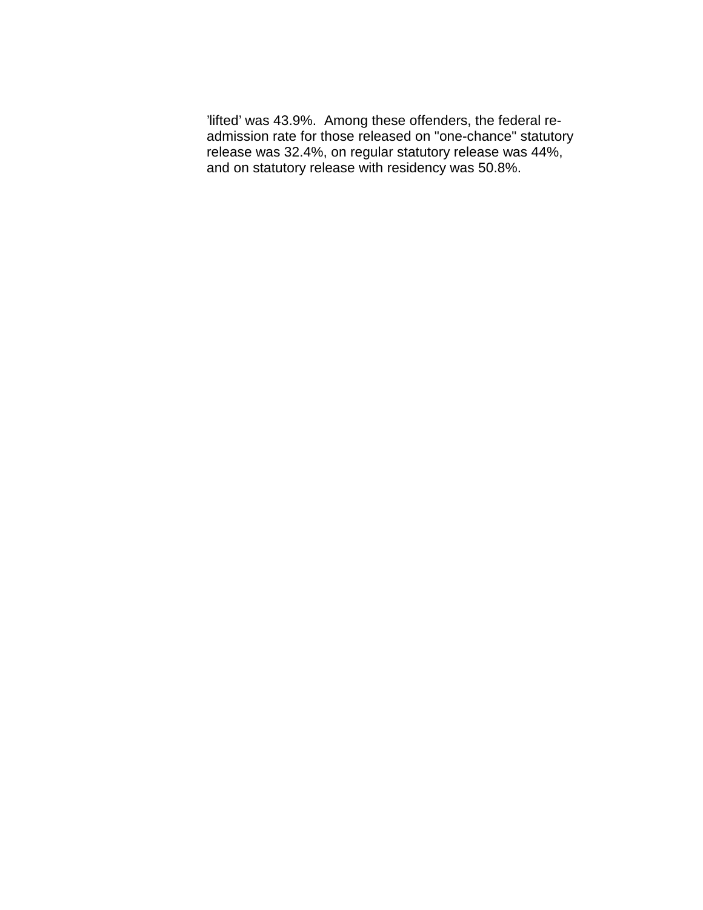’lifted’ was 43.9%. Among these offenders, the federal re-admission rate for those released on "one-chance" statutory release was 32.4%, on regular statutory release was 44%, and on statutory release with residency was 50.8%.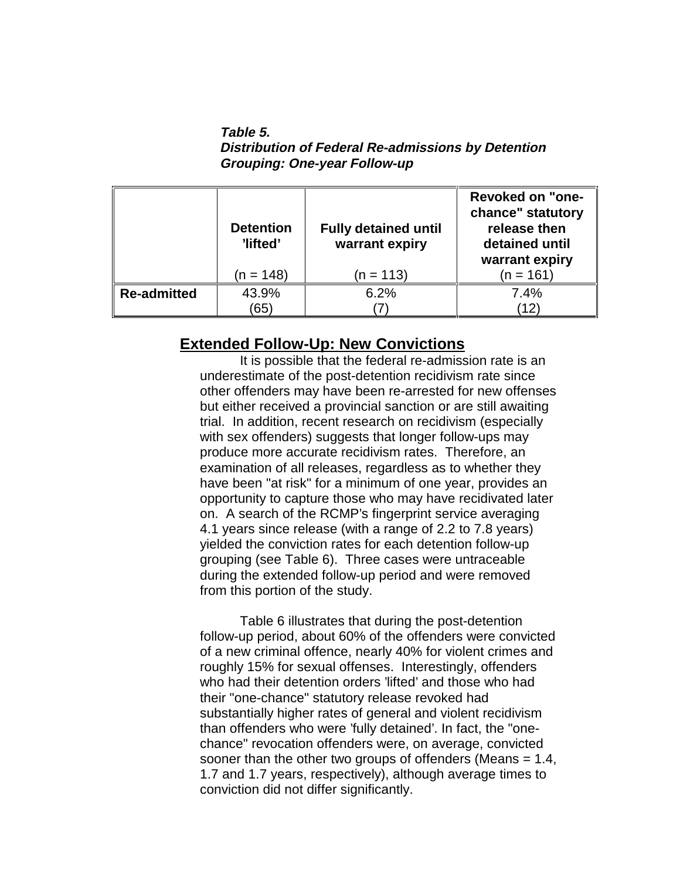***Table 5.***
***Distribution of Federal Re-admissions by Detention Grouping: One-year Follow-up***

| | **Detention 'lifted'** (n = 148) | **Fully detained until warrant expiry** (n = 113) | **Revoked on "one-chance" statutory release then detained until warrant expiry** (n = 161) |
|---|---|---|---|
| **Re-admitted** | 43.9% (65) | 6.2% (7) | 7.4% (12) |

## Extended Follow-Up: New Convictions

It is possible that the federal re-admission rate is an underestimate of the post-detention recidivism rate since other offenders may have been re-arrested for new offenses but either received a provincial sanction or are still awaiting trial. In addition, recent research on recidivism (especially with sex offenders) suggests that longer follow-ups may produce more accurate recidivism rates. Therefore, an examination of all releases, regardless as to whether they have been "at risk" for a minimum of one year, provides an opportunity to capture those who may have recidivated later on. A search of the RCMP's fingerprint service averaging 4.1 years since release (with a range of 2.2 to 7.8 years) yielded the conviction rates for each detention follow-up grouping (see Table 6). Three cases were untraceable during the extended follow-up period and were removed from this portion of the study.

Table 6 illustrates that during the post-detention follow-up period, about 60% of the offenders were convicted of a new criminal offence, nearly 40% for violent crimes and roughly 15% for sexual offenses. Interestingly, offenders who had their detention orders 'lifted' and those who had their "one-chance" statutory release revoked had substantially higher rates of general and violent recidivism than offenders who were 'fully detained'. In fact, the "one-chance" revocation offenders were, on average, convicted sooner than the other two groups of offenders (Means = 1.4, 1.7 and 1.7 years, respectively), although average times to conviction did not differ significantly.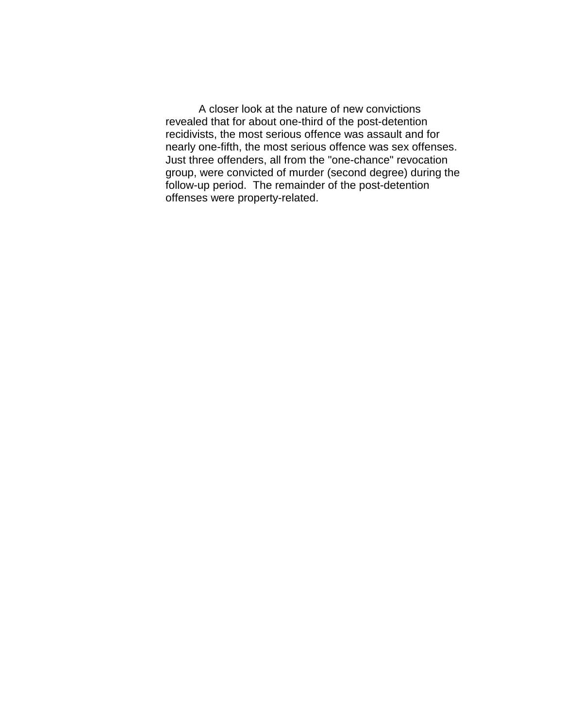A closer look at the nature of new convictions revealed that for about one-third of the post-detention recidivists, the most serious offence was assault and for nearly one-fifth, the most serious offence was sex offenses. Just three offenders, all from the "one-chance" revocation group, were convicted of murder (second degree) during the follow-up period. The remainder of the post-detention offenses were property-related.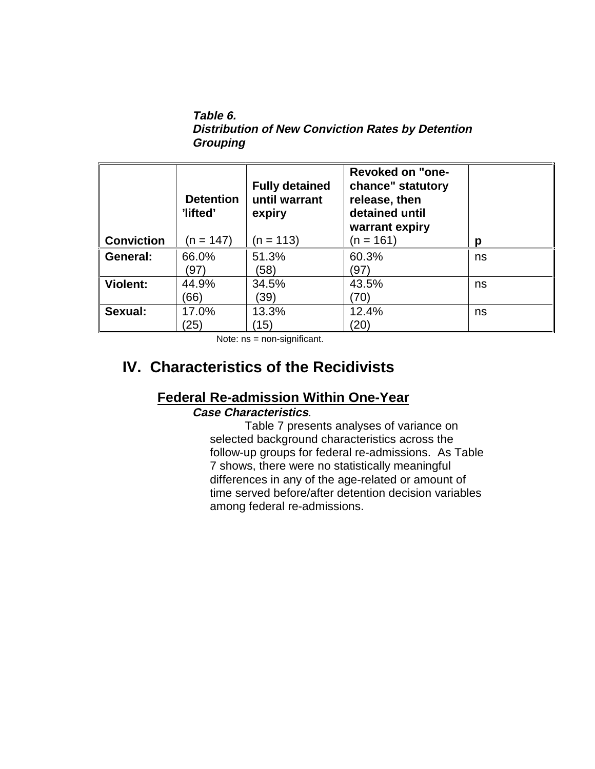***Table 6.***
***Distribution of New Conviction Rates by Detention Grouping***

| Conviction | Detention 'lifted' (n = 147) | Fully detained until warrant expiry (n = 113) | Revoked on "one-chance" statutory release, then detained until warrant expiry (n = 161) | p |
|---|---|---|---|---|
| **General:** | 66.0% (97) | 51.3% (58) | 60.3% (97) | ns |
| **Violent:** | 44.9% (66) | 34.5% (39) | 43.5% (70) | ns |
| **Sexual:** | 17.0% (25) | 13.3% (15) | 12.4% (20) | ns |

Note: ns = non-significant.

# IV. Characteristics of the Recidivists

## Federal Re-admission Within One-Year

***Case Characteristics***.

Table 7 presents analyses of variance on selected background characteristics across the follow-up groups for federal re-admissions. As Table 7 shows, there were no statistically meaningful differences in any of the age-related or amount of time served before/after detention decision variables among federal re-admissions.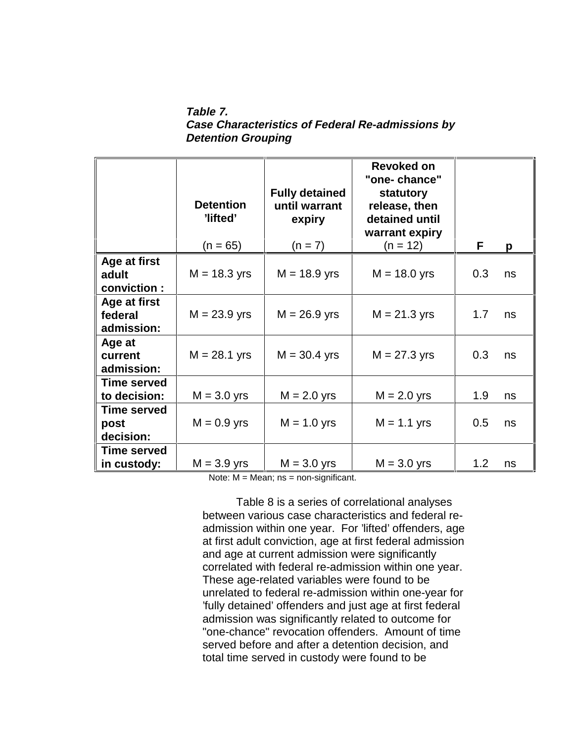***Table 7.***
***Case Characteristics of Federal Re-admissions by Detention Grouping***

| | **Detention 'lifted'** (n = 65) | **Fully detained until warrant expiry** (n = 7) | **Revoked on "one- chance" statutory release, then detained until warrant expiry** (n = 12) | **F** | **p** |
|---|---|---|---|---|---|
| **Age at first adult conviction :** | M = 18.3 yrs | M = 18.9 yrs | M = 18.0 yrs | 0.3 | ns |
| **Age at first federal admission:** | M = 23.9 yrs | M = 26.9 yrs | M = 21.3 yrs | 1.7 | ns |
| **Age at current admission:** | M = 28.1 yrs | M = 30.4 yrs | M = 27.3 yrs | 0.3 | ns |
| **Time served to decision:** | M = 3.0 yrs | M = 2.0 yrs | M = 2.0 yrs | 1.9 | ns |
| **Time served post decision:** | M = 0.9 yrs | M = 1.0 yrs | M = 1.1 yrs | 0.5 | ns |
| **Time served in custody:** | M = 3.9 yrs | M = 3.0 yrs | M = 3.0 yrs | 1.2 | ns |

Note: M = Mean; ns = non-significant.

Table 8 is a series of correlational analyses between various case characteristics and federal re-admission within one year. For 'lifted' offenders, age at first adult conviction, age at first federal admission and age at current admission were significantly correlated with federal re-admission within one year. These age-related variables were found to be unrelated to federal re-admission within one-year for 'fully detained' offenders and just age at first federal admission was significantly related to outcome for "one-chance" revocation offenders. Amount of time served before and after a detention decision, and total time served in custody were found to be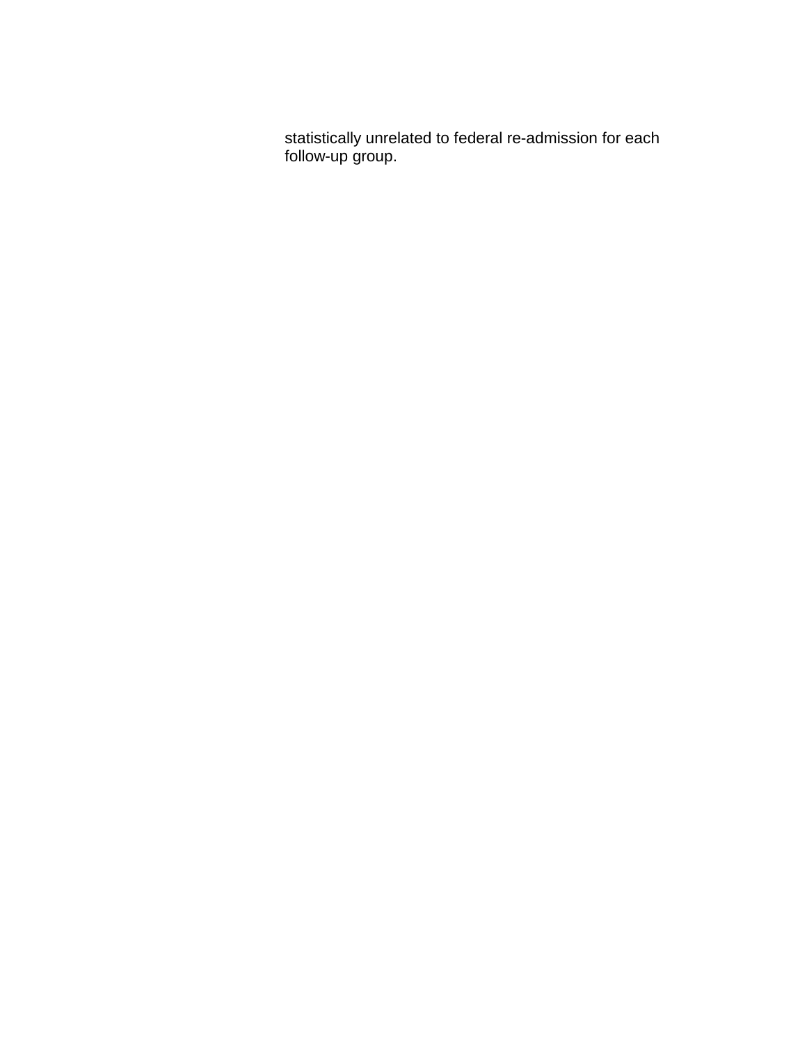statistically unrelated to federal re-admission for each follow-up group.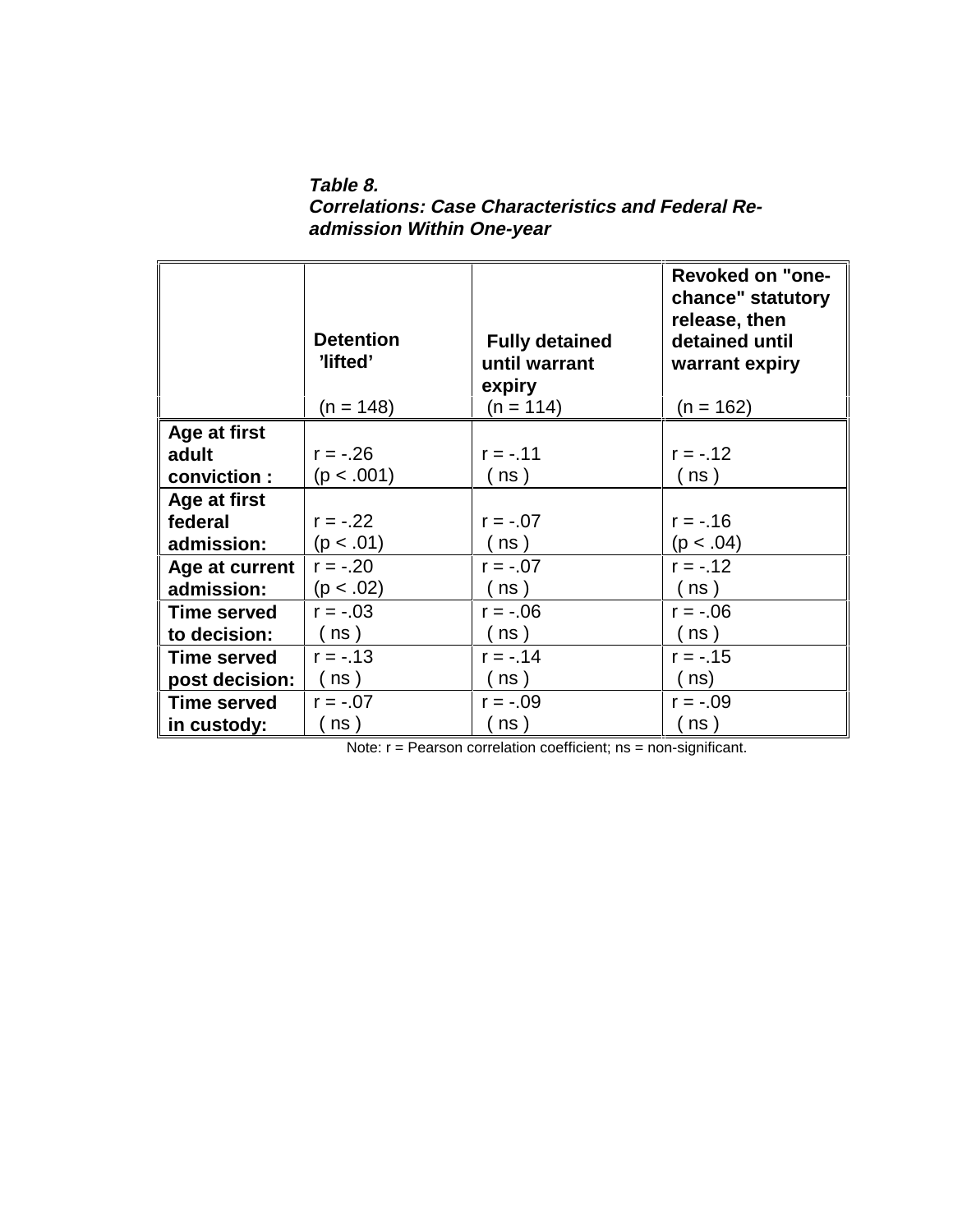***Table 8.***
***Correlations: Case Characteristics and Federal Re-admission Within One-year***

| | **Detention 'lifted'** (n = 148) | **Fully detained until warrant expiry** (n = 114) | **Revoked on "one-chance" statutory release, then detained until warrant expiry** (n = 162) |
|---|---|---|---|
| **Age at first adult conviction :** | r = -.26 (p < .001) | r = -.11 ( ns ) | r = -.12 ( ns ) |
| **Age at first federal admission:** | r = -.22 (p < .01) | r = -.07 ( ns ) | r = -.16 (p < .04) |
| **Age at current admission:** | r = -.20 (p < .02) | r = -.07 ( ns ) | r = -.12 ( ns ) |
| **Time served to decision:** | r = -.03 ( ns ) | r = -.06 ( ns ) | r = -.06 ( ns ) |
| **Time served post decision:** | r = -.13 ( ns ) | r = -.14 ( ns ) | r = -.15 ( ns) |
| **Time served in custody:** | r = -.07 ( ns ) | r = -.09 ( ns ) | r = -.09 ( ns ) |

Note: r = Pearson correlation coefficient; ns = non-significant.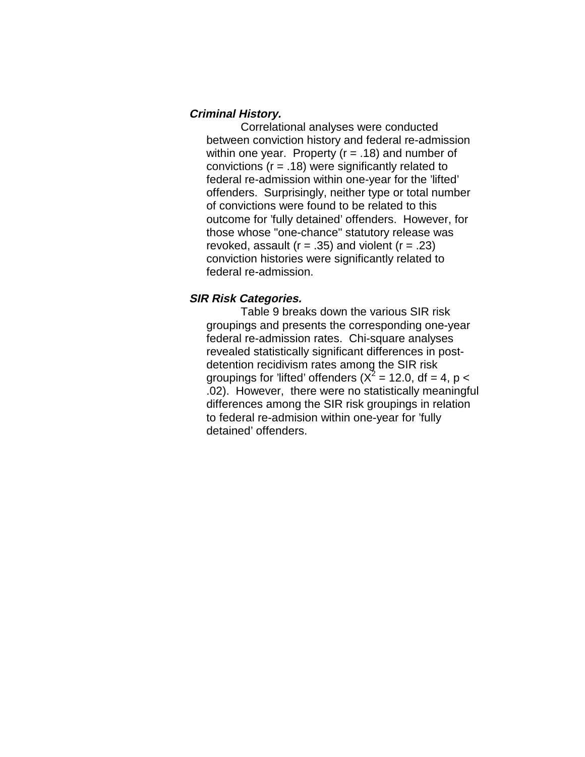***Criminal History.***

Correlational analyses were conducted between conviction history and federal re-admission within one year. Property ($r = .18$) and number of convictions ($r = .18$) were significantly related to federal re-admission within one-year for the 'lifted' offenders. Surprisingly, neither type or total number of convictions were found to be related to this outcome for 'fully detained' offenders. However, for those whose "one-chance" statutory release was revoked, assault ($r = .35$) and violent ($r = .23$) conviction histories were significantly related to federal re-admission.

***SIR Risk Categories.***

Table 9 breaks down the various SIR risk groupings and presents the corresponding one-year federal re-admission rates. Chi-square analyses revealed statistically significant differences in post-detention recidivism rates among the SIR risk groupings for 'lifted' offenders ($X^2 = 12.0$, $df = 4$, $p < .02$). However, there were no statistically meaningful differences among the SIR risk groupings in relation to federal re-admision within one-year for 'fully detained' offenders.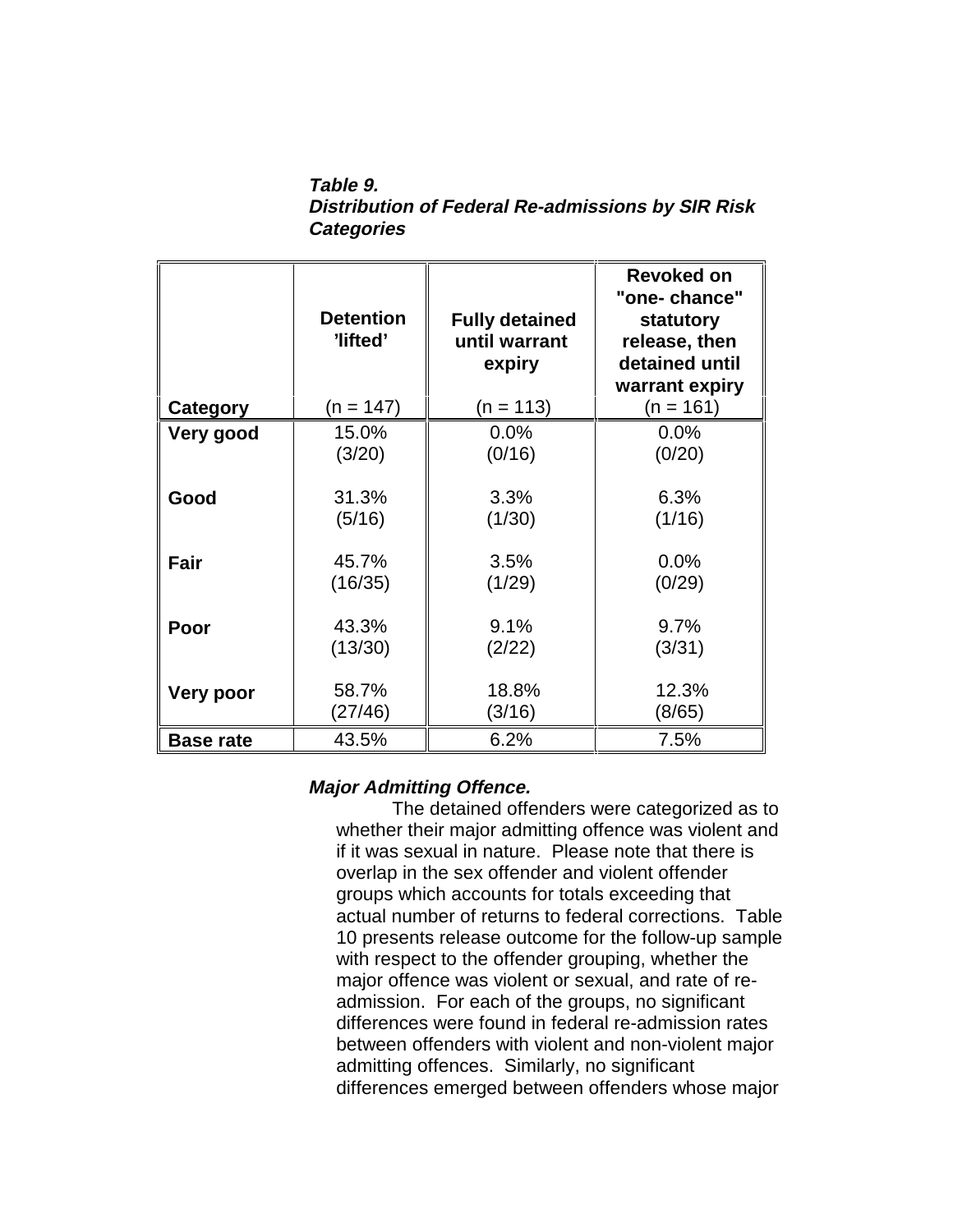***Table 9.***
***Distribution of Federal Re-admissions by SIR Risk Categories***

| Category | Detention 'lifted' (n = 147) | Fully detained until warrant expiry (n = 113) | Revoked on "one- chance" statutory release, then detained until warrant expiry (n = 161) |
|---|---|---|---|
| **Very good** | 15.0% (3/20) | 0.0% (0/16) | 0.0% (0/20) |
| **Good** | 31.3% (5/16) | 3.3% (1/30) | 6.3% (1/16) |
| **Fair** | 45.7% (16/35) | 3.5% (1/29) | 0.0% (0/29) |
| **Poor** | 43.3% (13/30) | 9.1% (2/22) | 9.7% (3/31) |
| **Very poor** | 58.7% (27/46) | 18.8% (3/16) | 12.3% (8/65) |
| **Base rate** | 43.5% | 6.2% | 7.5% |

***Major Admitting Offence.***

The detained offenders were categorized as to whether their major admitting offence was violent and if it was sexual in nature. Please note that there is overlap in the sex offender and violent offender groups which accounts for totals exceeding that actual number of returns to federal corrections. Table 10 presents release outcome for the follow-up sample with respect to the offender grouping, whether the major offence was violent or sexual, and rate of re-admission. For each of the groups, no significant differences were found in federal re-admission rates between offenders with violent and non-violent major admitting offences. Similarly, no significant differences emerged between offenders whose major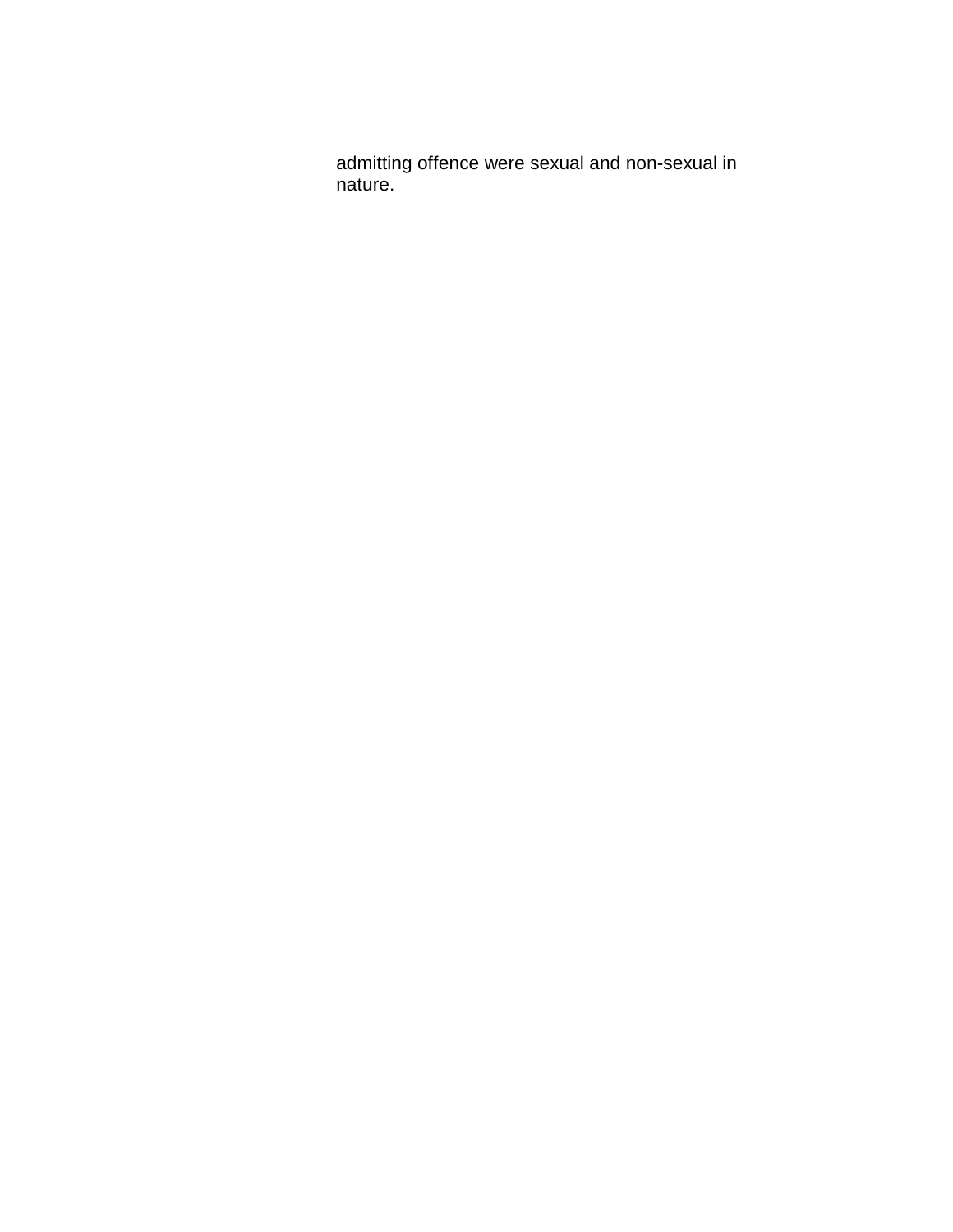admitting offence were sexual and non-sexual in nature.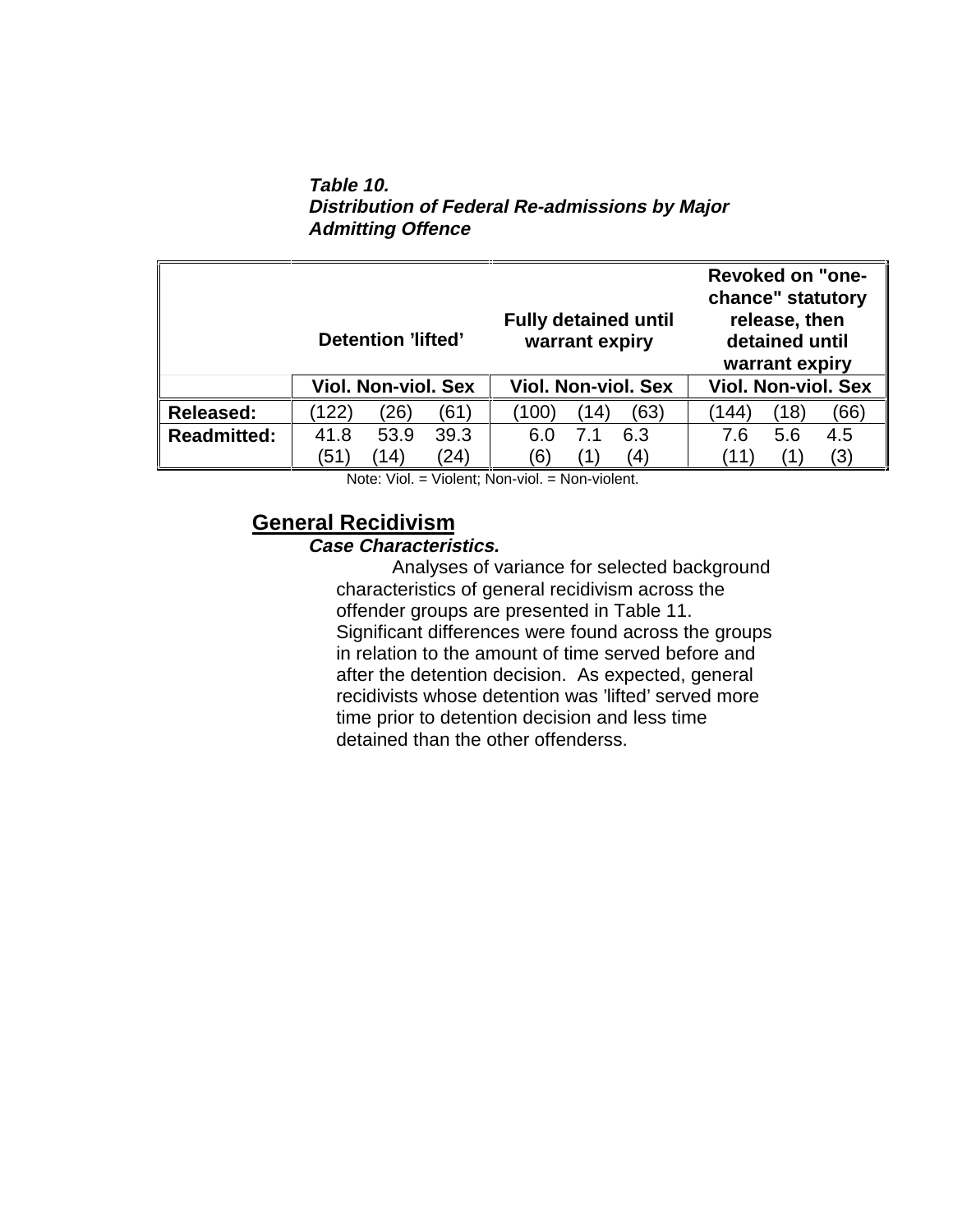***Table 10.***
***Distribution of Federal Re-admissions by Major Admitting Offence***

| | Detention 'lifted' | | | Fully detained until warrant expiry | | | Revoked on "one-chance" statutory release, then detained until warrant expiry | | |
|---|---|---|---|---|---|---|---|---|---|
| | **Viol.** | **Non-viol.** | **Sex** | **Viol.** | **Non-viol.** | **Sex** | **Viol.** | **Non-viol.** | **Sex** |
| **Released:** | (122) | (26) | (61) | (100) | (14) | (63) | (144) | (18) | (66) |
| **Readmitted:** | 41.8 (51) | 53.9 (14) | 39.3 (24) | 6.0 (6) | 7.1 (1) | 6.3 (4) | 7.6 (11) | 5.6 (1) | 4.5 (3) |

Note: Viol. = Violent; Non-viol. = Non-violent.

## General Recidivism

***Case Characteristics.***

Analyses of variance for selected background characteristics of general recidivism across the offender groups are presented in Table 11. Significant differences were found across the groups in relation to the amount of time served before and after the detention decision. As expected, general recidivists whose detention was 'lifted' served more time prior to detention decision and less time detained than the other offenderss.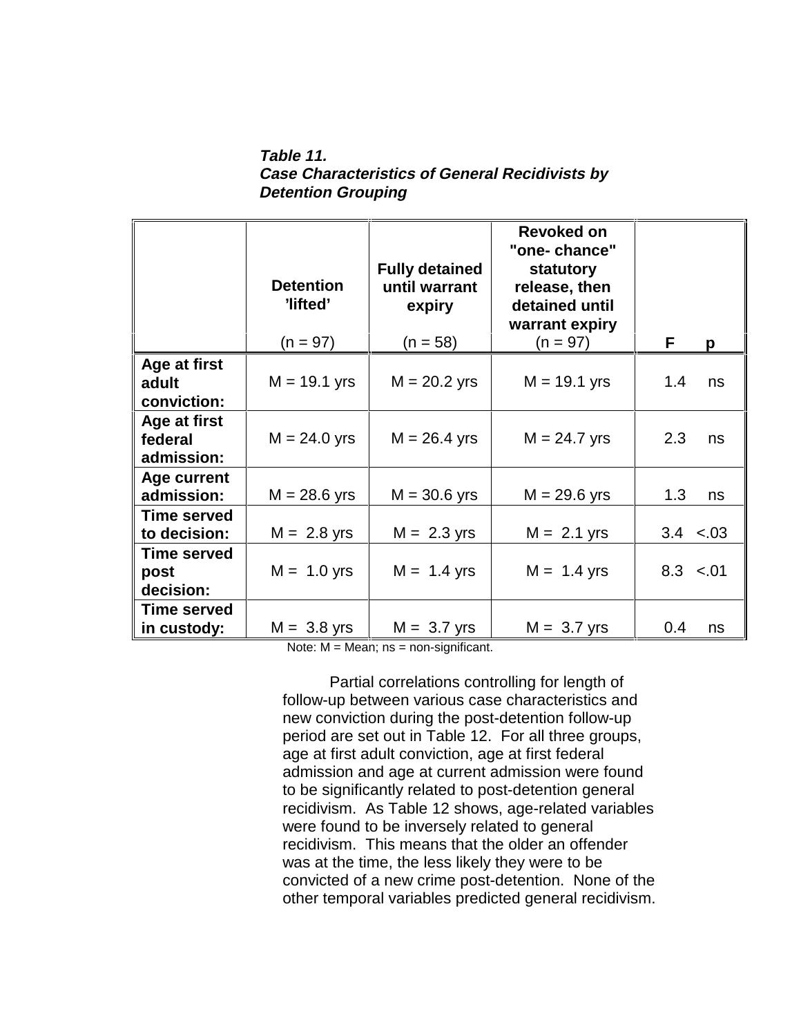***Table 11.***
***Case Characteristics of General Recidivists by Detention Grouping***

| | Detention 'lifted' (n = 97) | Fully detained until warrant expiry (n = 58) | Revoked on "one- chance" statutory release, then detained until warrant expiry (n = 97) | F | p |
|---|---|---|---|---|---|
| **Age at first adult conviction:** | M = 19.1 yrs | M = 20.2 yrs | M = 19.1 yrs | 1.4 | ns |
| **Age at first federal admission:** | M = 24.0 yrs | M = 26.4 yrs | M = 24.7 yrs | 2.3 | ns |
| **Age current admission:** | M = 28.6 yrs | M = 30.6 yrs | M = 29.6 yrs | 1.3 | ns |
| **Time served to decision:** | M = 2.8 yrs | M = 2.3 yrs | M = 2.1 yrs | 3.4 | <.03 |
| **Time served post decision:** | M = 1.0 yrs | M = 1.4 yrs | M = 1.4 yrs | 8.3 | <.01 |
| **Time served in custody:** | M = 3.8 yrs | M = 3.7 yrs | M = 3.7 yrs | 0.4 | ns |

Note: M = Mean; ns = non-significant.

Partial correlations controlling for length of follow-up between various case characteristics and new conviction during the post-detention follow-up period are set out in Table 12. For all three groups, age at first adult conviction, age at first federal admission and age at current admission were found to be significantly related to post-detention general recidivism. As Table 12 shows, age-related variables were found to be inversely related to general recidivism. This means that the older an offender was at the time, the less likely they were to be convicted of a new crime post-detention. None of the other temporal variables predicted general recidivism.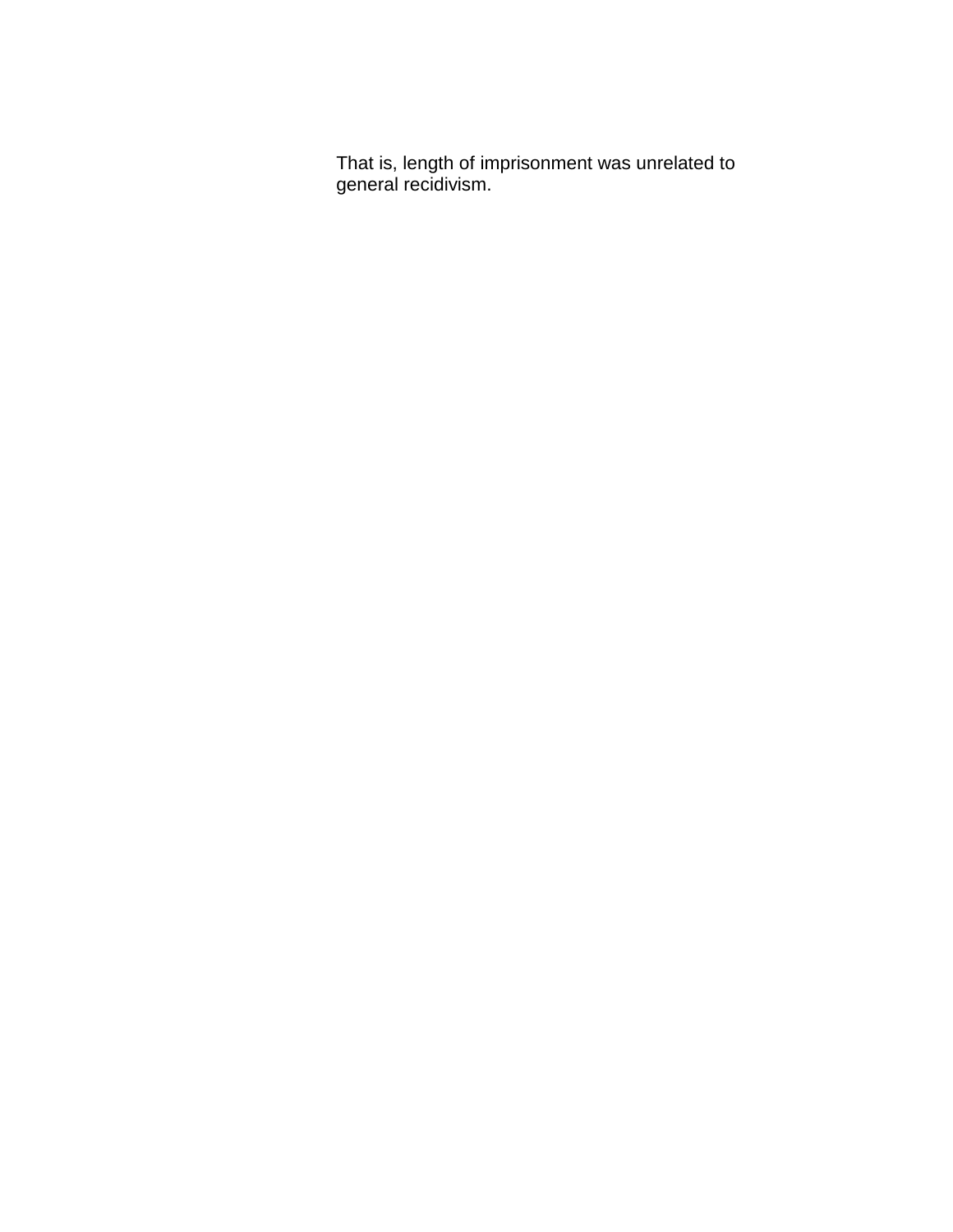That is, length of imprisonment was unrelated to general recidivism.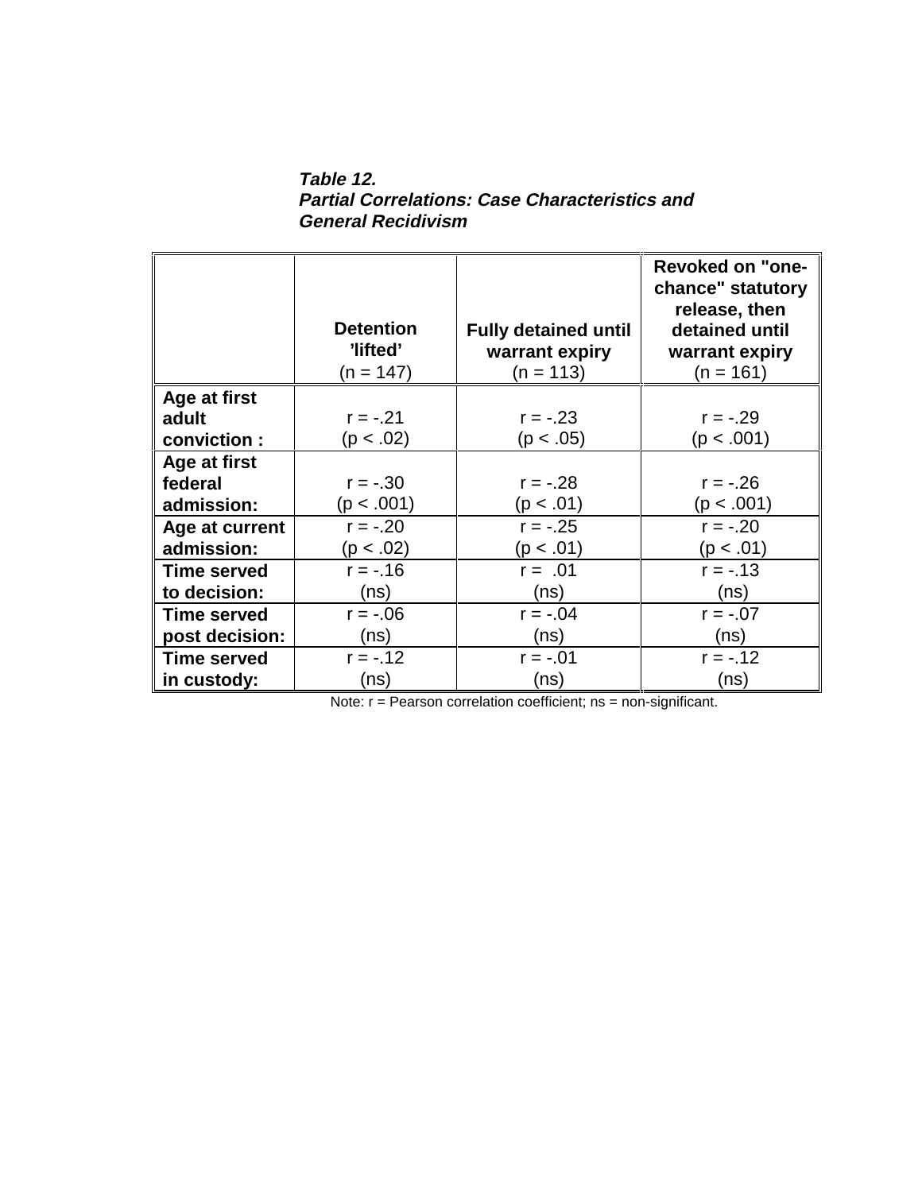***Table 12.***
***Partial Correlations: Case Characteristics and General Recidivism***

| | **Detention 'lifted'** (n = 147) | **Fully detained until warrant expiry** (n = 113) | **Revoked on "one-chance" statutory release, then detained until warrant expiry** (n = 161) |
|---|---|---|---|
| **Age at first adult conviction :** | r = -.21 (p < .02) | r = -.23 (p < .05) | r = -.29 (p < .001) |
| **Age at first federal admission:** | r = -.30 (p < .001) | r = -.28 (p < .01) | r = -.26 (p < .001) |
| **Age at current admission:** | r = -.20 (p < .02) | r = -.25 (p < .01) | r = -.20 (p < .01) |
| **Time served to decision:** | r = -.16 (ns) | r = .01 (ns) | r = -.13 (ns) |
| **Time served post decision:** | r = -.06 (ns) | r = -.04 (ns) | r = -.07 (ns) |
| **Time served in custody:** | r = -.12 (ns) | r = -.01 (ns) | r = -.12 (ns) |

Note: r = Pearson correlation coefficient; ns = non-significant.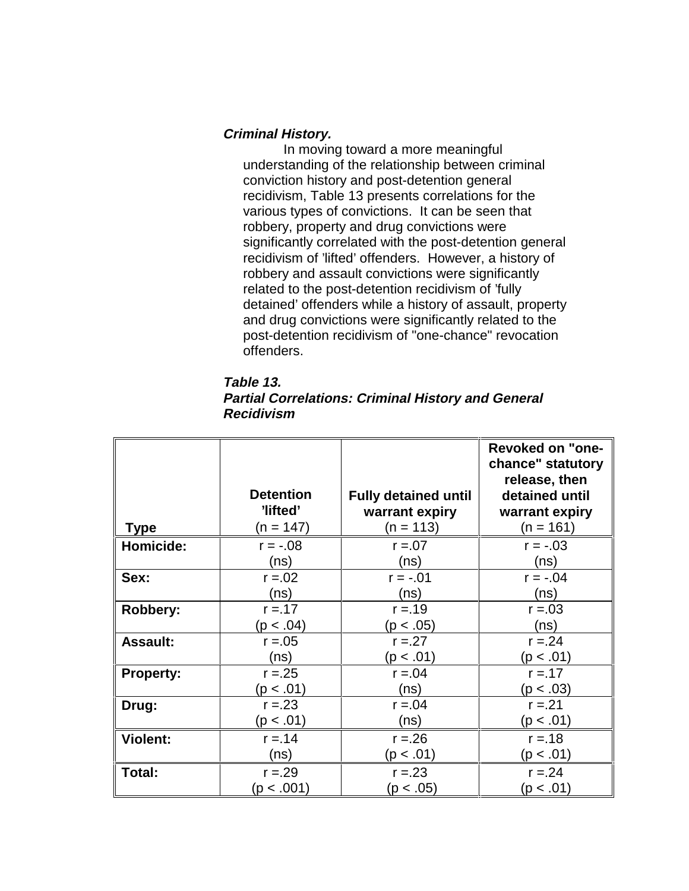***Criminal History.***

In moving toward a more meaningful understanding of the relationship between criminal conviction history and post-detention general recidivism, Table 13 presents correlations for the various types of convictions. It can be seen that robbery, property and drug convictions were significantly correlated with the post-detention general recidivism of 'lifted' offenders. However, a history of robbery and assault convictions were significantly related to the post-detention recidivism of 'fully detained' offenders while a history of assault, property and drug convictions were significantly related to the post-detention recidivism of "one-chance" revocation offenders.

***Table 13.***
***Partial Correlations: Criminal History and General Recidivism***

| **Type** | **Detention 'lifted'** (n = 147) | **Fully detained until warrant expiry** (n = 113) | **Revoked on "one-chance" statutory release, then detained until warrant expiry** (n = 161) |
|---|---|---|---|
| **Homicide:** | r = -.08 (ns) | r =.07 (ns) | r = -.03 (ns) |
| **Sex:** | r =.02 (ns) | r = -.01 (ns) | r = -.04 (ns) |
| **Robbery:** | r =.17 (p < .04) | r =.19 (p < .05) | r =.03 (ns) |
| **Assault:** | r =.05 (ns) | r =.27 (p < .01) | r =.24 (p < .01) |
| **Property:** | r =.25 (p < .01) | r =.04 (ns) | r =.17 (p < .03) |
| **Drug:** | r =.23 (p < .01) | r =.04 (ns) | r =.21 (p < .01) |
| **Violent:** | r =.14 (ns) | r =.26 (p < .01) | r =.18 (p < .01) |
| **Total:** | r =.29 (p < .001) | r =.23 (p < .05) | r =.24 (p < .01) |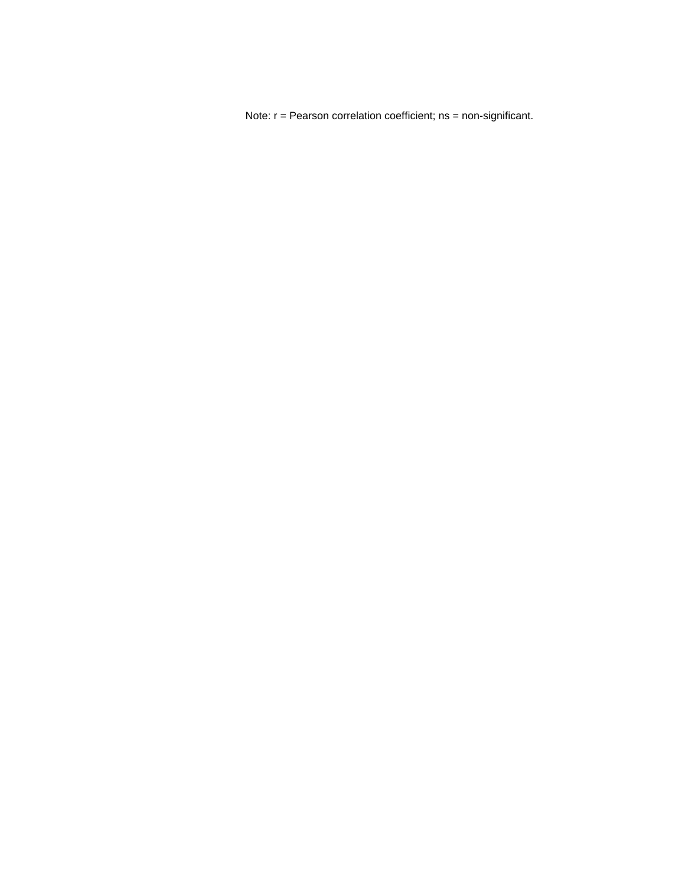Note: $r$ = Pearson correlation coefficient; ns = non-significant.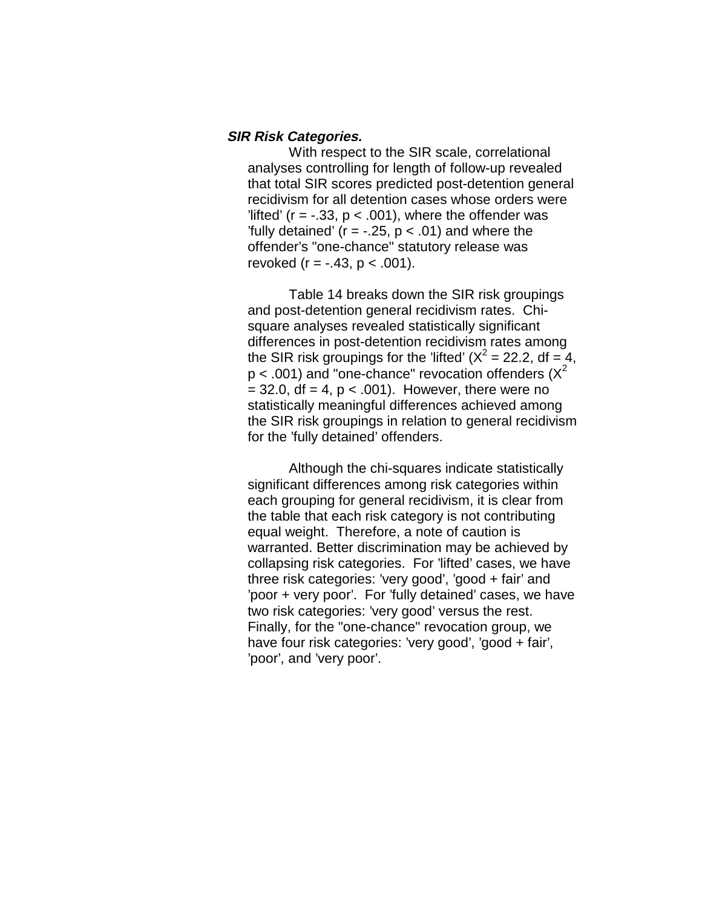***SIR Risk Categories.***

With respect to the SIR scale, correlational analyses controlling for length of follow-up revealed that total SIR scores predicted post-detention general recidivism for all detention cases whose orders were 'lifted' ($r = -.33$, $p < .001$), where the offender was 'fully detained' ($r = -.25$, $p < .01$) and where the offender's "one-chance" statutory release was revoked ($r = -.43$, $p < .001$).

Table 14 breaks down the SIR risk groupings and post-detention general recidivism rates. Chi-square analyses revealed statistically significant differences in post-detention recidivism rates among the SIR risk groupings for the 'lifted' ($X^2 = 22.2$, $df = 4$, $p < .001$) and "one-chance" revocation offenders ($X^2 = 32.0$, $df = 4$, $p < .001$). However, there were no statistically meaningful differences achieved among the SIR risk groupings in relation to general recidivism for the 'fully detained' offenders.

Although the chi-squares indicate statistically significant differences among risk categories within each grouping for general recidivism, it is clear from the table that each risk category is not contributing equal weight. Therefore, a note of caution is warranted. Better discrimination may be achieved by collapsing risk categories. For 'lifted' cases, we have three risk categories: 'very good', 'good + fair' and 'poor + very poor'. For 'fully detained' cases, we have two risk categories: 'very good' versus the rest. Finally, for the "one-chance" revocation group, we have four risk categories: 'very good', 'good + fair', 'poor', and 'very poor'.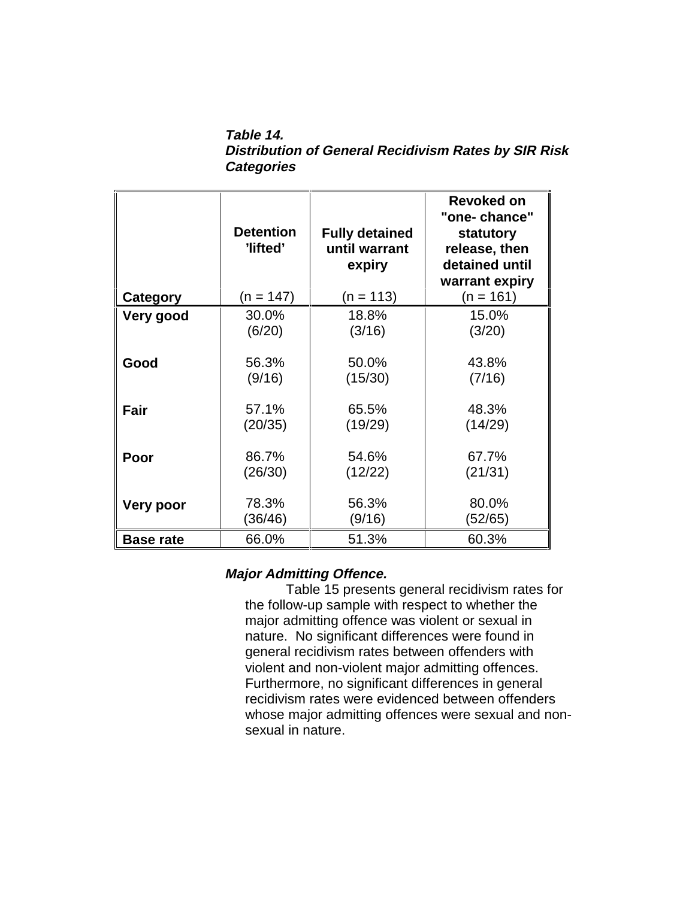***Table 14.***
***Distribution of General Recidivism Rates by SIR Risk Categories***

| Category | Detention 'lifted' (n = 147) | Fully detained until warrant expiry (n = 113) | Revoked on "one- chance" statutory release, then detained until warrant expiry (n = 161) |
|---|---|---|---|
| **Very good** | 30.0% (6/20) | 18.8% (3/16) | 15.0% (3/20) |
| **Good** | 56.3% (9/16) | 50.0% (15/30) | 43.8% (7/16) |
| **Fair** | 57.1% (20/35) | 65.5% (19/29) | 48.3% (14/29) |
| **Poor** | 86.7% (26/30) | 54.6% (12/22) | 67.7% (21/31) |
| **Very poor** | 78.3% (36/46) | 56.3% (9/16) | 80.0% (52/65) |
| **Base rate** | 66.0% | 51.3% | 60.3% |

***Major Admitting Offence.***

Table 15 presents general recidivism rates for the follow-up sample with respect to whether the major admitting offence was violent or sexual in nature. No significant differences were found in general recidivism rates between offenders with violent and non-violent major admitting offences. Furthermore, no significant differences in general recidivism rates were evidenced between offenders whose major admitting offences were sexual and non-sexual in nature.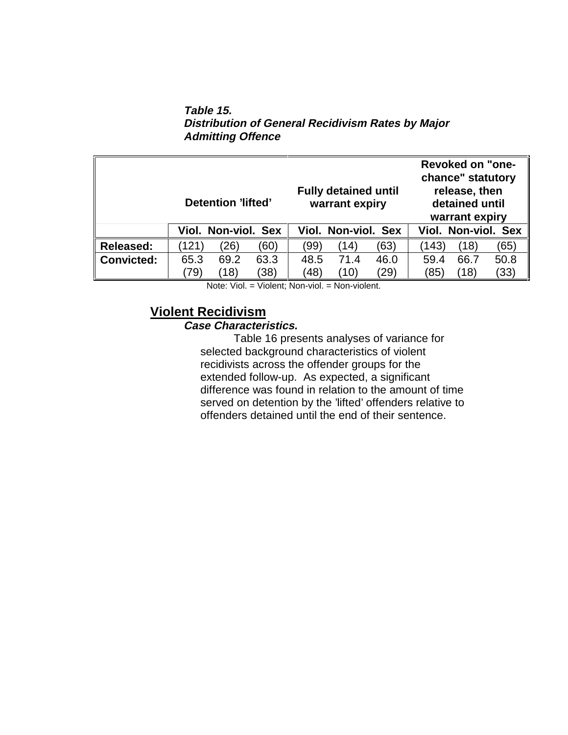***Table 15.***
***Distribution of General Recidivism Rates by Major Admitting Offence***

| | Detention 'lifted' | | | Fully detained until warrant expiry | | | Revoked on "one-chance" statutory release, then detained until warrant expiry | | |
|---|---|---|---|---|---|---|---|---|---|
| | **Viol.** | **Non-viol.** | **Sex** | **Viol.** | **Non-viol.** | **Sex** | **Viol.** | **Non-viol.** | **Sex** |
| **Released:** | (121) | (26) | (60) | (99) | (14) | (63) | (143) | (18) | (65) |
| **Convicted:** | 65.3 (79) | 69.2 (18) | 63.3 (38) | 48.5 (48) | 71.4 (10) | 46.0 (29) | 59.4 (85) | 66.7 (18) | 50.8 (33) |

Note: Viol. = Violent; Non-viol. = Non-violent.

## Violent Recidivism

***Case Characteristics.***

Table 16 presents analyses of variance for selected background characteristics of violent recidivists across the offender groups for the extended follow-up. As expected, a significant difference was found in relation to the amount of time served on detention by the 'lifted' offenders relative to offenders detained until the end of their sentence.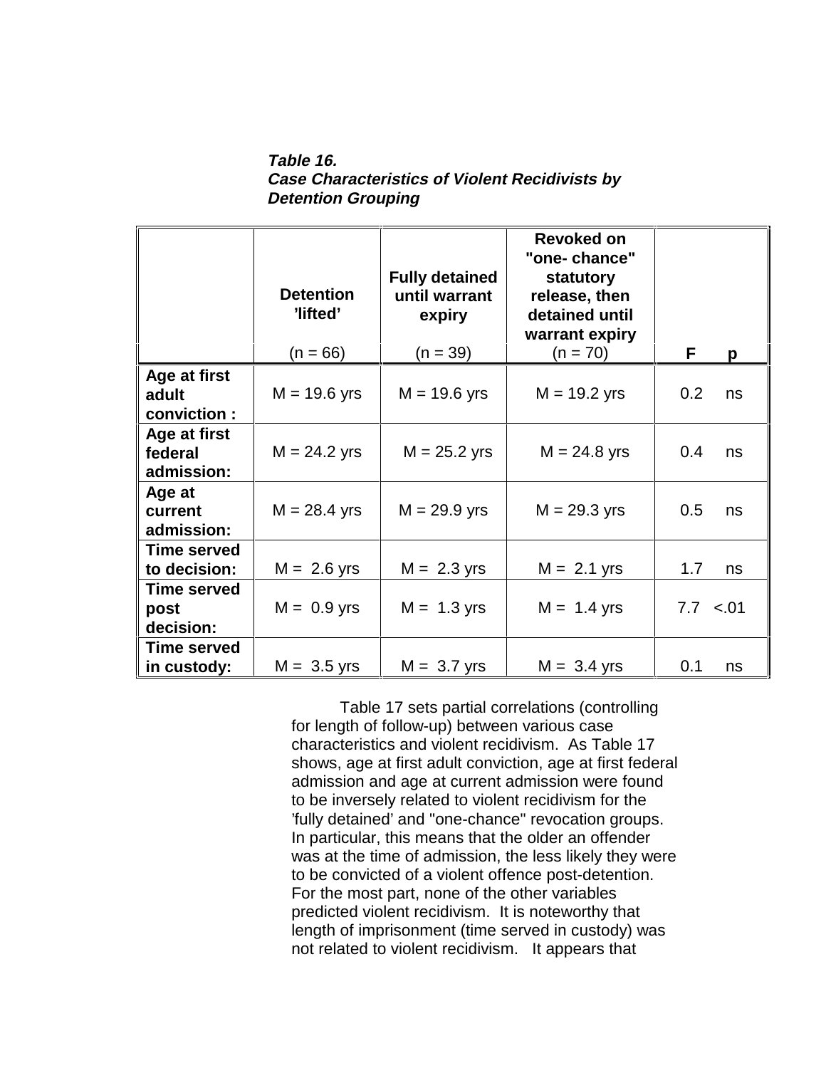***Table 16.***
***Case Characteristics of Violent Recidivists by Detention Grouping***

| | Detention 'lifted' (n = 66) | Fully detained until warrant expiry (n = 39) | Revoked on "one- chance" statutory release, then detained until warrant expiry (n = 70) | F | p |
|---|---|---|---|---|---|
| **Age at first adult conviction :** | M = 19.6 yrs | M = 19.6 yrs | M = 19.2 yrs | 0.2 | ns |
| **Age at first federal admission:** | M = 24.2 yrs | M = 25.2 yrs | M = 24.8 yrs | 0.4 | ns |
| **Age at current admission:** | M = 28.4 yrs | M = 29.9 yrs | M = 29.3 yrs | 0.5 | ns |
| **Time served to decision:** | M = 2.6 yrs | M = 2.3 yrs | M = 2.1 yrs | 1.7 | ns |
| **Time served post decision:** | M = 0.9 yrs | M = 1.3 yrs | M = 1.4 yrs | 7.7 | <.01 |
| **Time served in custody:** | M = 3.5 yrs | M = 3.7 yrs | M = 3.4 yrs | 0.1 | ns |

Table 17 sets partial correlations (controlling for length of follow-up) between various case characteristics and violent recidivism. As Table 17 shows, age at first adult conviction, age at first federal admission and age at current admission were found to be inversely related to violent recidivism for the 'fully detained' and "one-chance" revocation groups. In particular, this means that the older an offender was at the time of admission, the less likely they were to be convicted of a violent offence post-detention. For the most part, none of the other variables predicted violent recidivism. It is noteworthy that length of imprisonment (time served in custody) was not related to violent recidivism. It appears that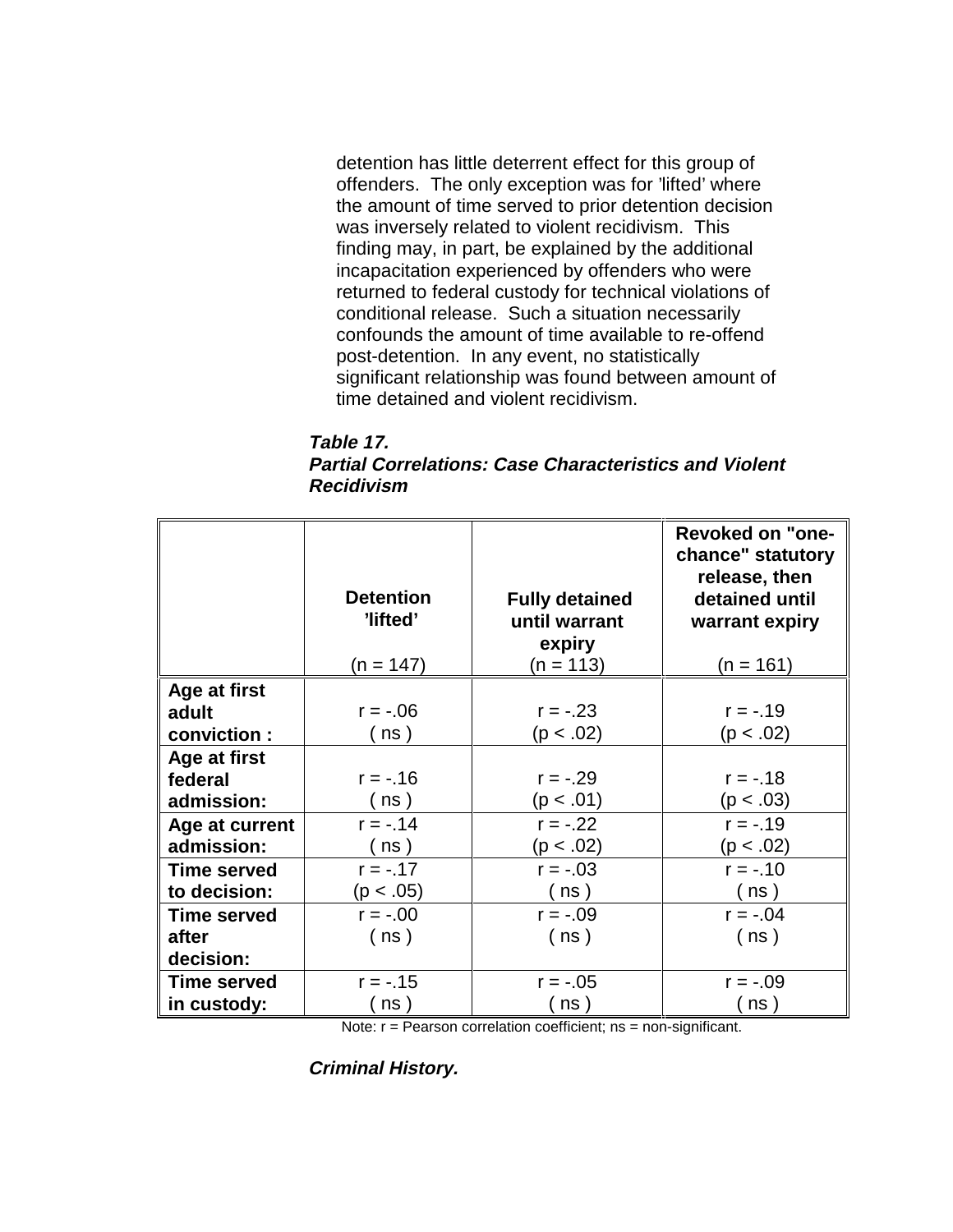detention has little deterrent effect for this group of offenders. The only exception was for 'lifted' where the amount of time served to prior detention decision was inversely related to violent recidivism. This finding may, in part, be explained by the additional incapacitation experienced by offenders who were returned to federal custody for technical violations of conditional release. Such a situation necessarily confounds the amount of time available to re-offend post-detention. In any event, no statistically significant relationship was found between amount of time detained and violent recidivism.

***Table 17.***
***Partial Correlations: Case Characteristics and Violent Recidivism***

| | **Detention 'lifted'** (n = 147) | **Fully detained until warrant expiry** (n = 113) | **Revoked on "one-chance" statutory release, then detained until warrant expiry** (n = 161) |
|---|---|---|---|
| **Age at first adult conviction :** | r = -.06 ( ns ) | r = -.23 (p < .02) | r = -.19 (p < .02) |
| **Age at first federal admission:** | r = -.16 ( ns ) | r = -.29 (p < .01) | r = -.18 (p < .03) |
| **Age at current admission:** | r = -.14 ( ns ) | r = -.22 (p < .02) | r = -.19 (p < .02) |
| **Time served to decision:** | r = -.17 (p < .05) | r = -.03 ( ns ) | r = -.10 ( ns ) |
| **Time served after decision:** | r = -.00 ( ns ) | r = -.09 ( ns ) | r = -.04 ( ns ) |
| **Time served in custody:** | r = -.15 ( ns ) | r = -.05 ( ns ) | r = -.09 ( ns ) |

Note: r = Pearson correlation coefficient; ns = non-significant.

***Criminal History.***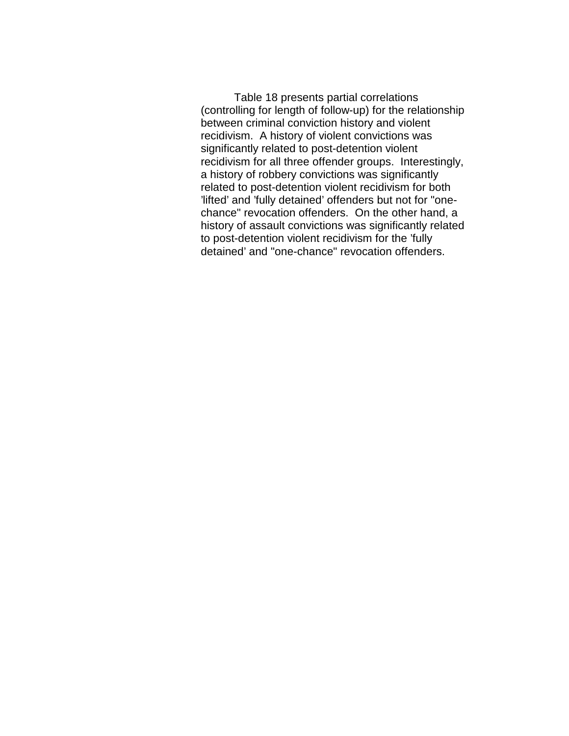Table 18 presents partial correlations (controlling for length of follow-up) for the relationship between criminal conviction history and violent recidivism. A history of violent convictions was significantly related to post-detention violent recidivism for all three offender groups. Interestingly, a history of robbery convictions was significantly related to post-detention violent recidivism for both 'lifted' and 'fully detained' offenders but not for "one-chance" revocation offenders. On the other hand, a history of assault convictions was significantly related to post-detention violent recidivism for the 'fully detained' and "one-chance" revocation offenders.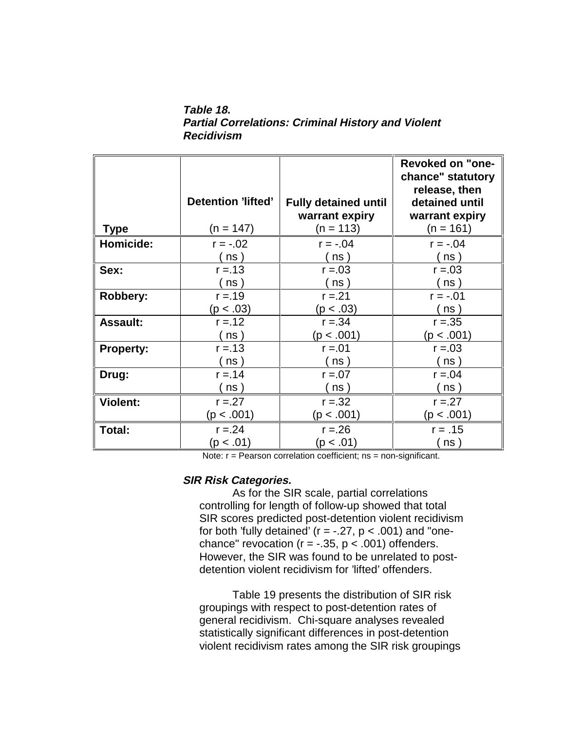***Table 18.***
***Partial Correlations: Criminal History and Violent Recidivism***

| Type | Detention 'lifted' (n = 147) | Fully detained until warrant expiry (n = 113) | Revoked on "one-chance" statutory release, then detained until warrant expiry (n = 161) |
|---|---|---|---|
| **Homicide:** | r = -.02 ( ns ) | r = -.04 ( ns ) | r = -.04 ( ns ) |
| **Sex:** | r =.13 ( ns ) | r =.03 ( ns ) | r =.03 ( ns ) |
| **Robbery:** | r =.19 ($p < .03$) | r =.21 ($p < .03$) | r = -.01 ( ns ) |
| **Assault:** | r =.12 ( ns ) | r =.34 ($p < .001$) | r =.35 ($p < .001$) |
| **Property:** | r =.13 ( ns ) | r =.01 ( ns ) | r =.03 ( ns ) |
| **Drug:** | r =.14 ( ns ) | r =.07 ( ns ) | r =.04 ( ns ) |
| **Violent:** | r =.27 ($p < .001$) | r =.32 ($p < .001$) | r =.27 ($p < .001$) |
| **Total:** | r =.24 ($p < .01$) | r =.26 ($p < .01$) | r = .15 ( ns ) |

Note: r = Pearson correlation coefficient; ns = non-significant.

***SIR Risk Categories.***

As for the SIR scale, partial correlations controlling for length of follow-up showed that total SIR scores predicted post-detention violent recidivism for both 'fully detained' ($r = -.27$, $p < .001$) and "one-chance" revocation ($r = -.35$, $p < .001$) offenders. However, the SIR was found to be unrelated to post-detention violent recidivism for 'lifted' offenders.

Table 19 presents the distribution of SIR risk groupings with respect to post-detention rates of general recidivism. Chi-square analyses revealed statistically significant differences in post-detention violent recidivism rates among the SIR risk groupings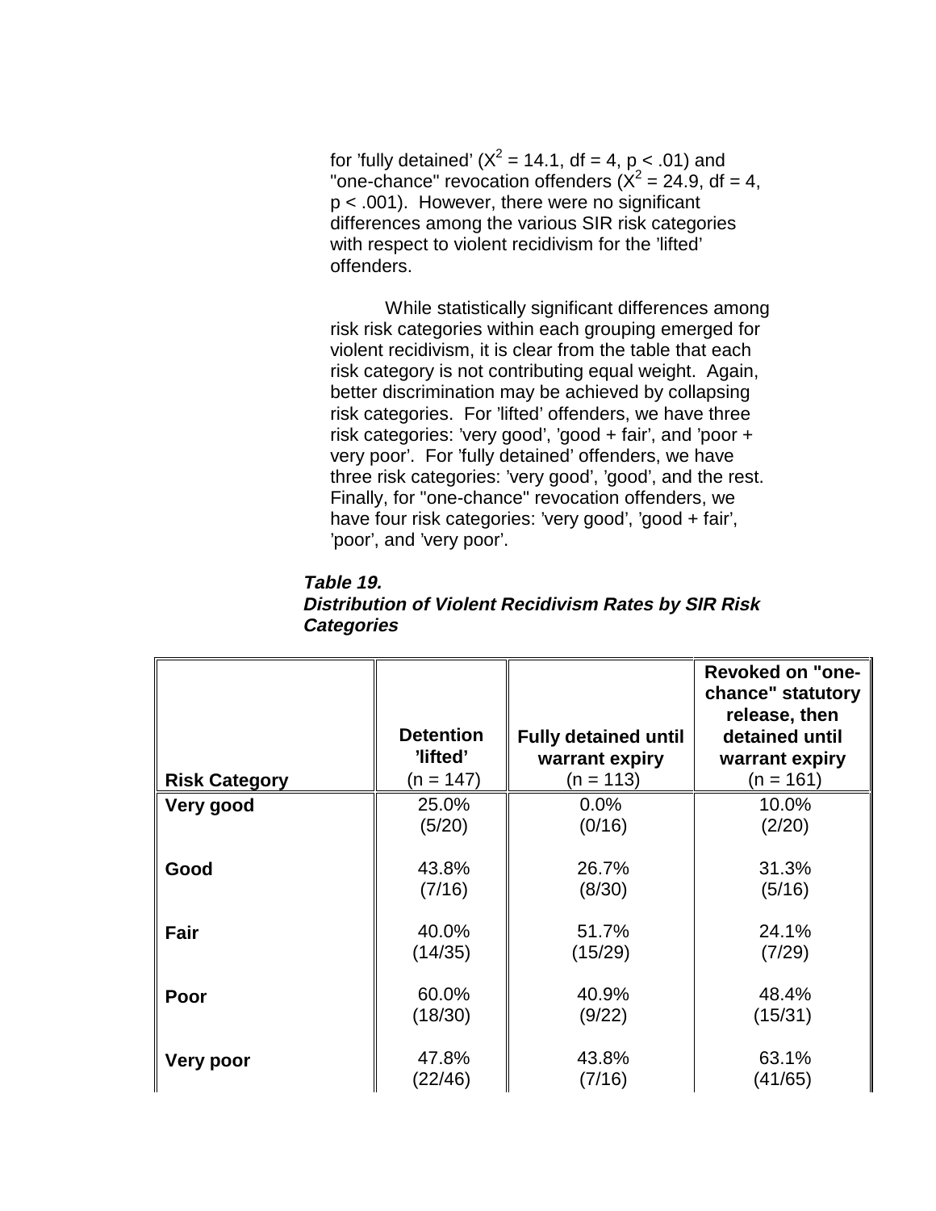for 'fully detained' ($X^2 = 14.1$, df = 4, $p < .01$) and "one-chance" revocation offenders ($X^2 = 24.9$, df = 4, $p < .001$). However, there were no significant differences among the various SIR risk categories with respect to violent recidivism for the 'lifted' offenders.

While statistically significant differences among risk risk categories within each grouping emerged for violent recidivism, it is clear from the table that each risk category is not contributing equal weight. Again, better discrimination may be achieved by collapsing risk categories. For 'lifted' offenders, we have three risk categories: 'very good', 'good + fair', and 'poor + very poor'. For 'fully detained' offenders, we have three risk categories: 'very good', 'good', and the rest. Finally, for "one-chance" revocation offenders, we have four risk categories: 'very good', 'good + fair', 'poor', and 'very poor'.

***Table 19.***
***Distribution of Violent Recidivism Rates by SIR Risk Categories***

| **Risk Category** | **Detention 'lifted'** (n = 147) | **Fully detained until warrant expiry** (n = 113) | **Revoked on "one-chance" statutory release, then detained until warrant expiry** (n = 161) |
|---|---|---|---|
| **Very good** | 25.0% (5/20) | 0.0% (0/16) | 10.0% (2/20) |
| **Good** | 43.8% (7/16) | 26.7% (8/30) | 31.3% (5/16) |
| **Fair** | 40.0% (14/35) | 51.7% (15/29) | 24.1% (7/29) |
| **Poor** | 60.0% (18/30) | 40.9% (9/22) | 48.4% (15/31) |
| **Very poor** | 47.8% (22/46) | 43.8% (7/16) | 63.1% (41/65) |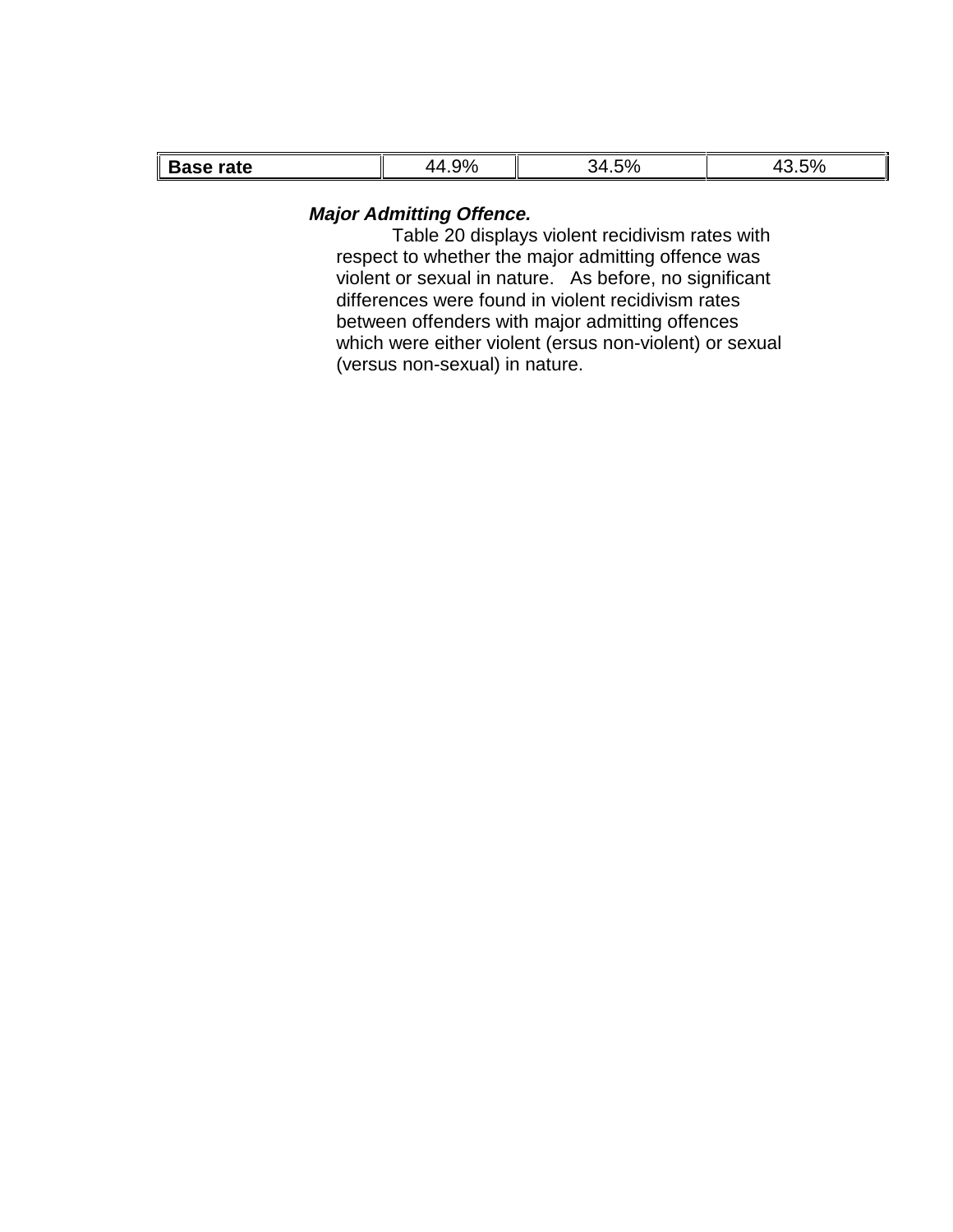| Base rate | 44.9% | 34.5% | 43.5% |
|---|---|---|---|

***Major Admitting Offence.***

Table 20 displays violent recidivism rates with respect to whether the major admitting offence was violent or sexual in nature. As before, no significant differences were found in violent recidivism rates between offenders with major admitting offences which were either violent (ersus non-violent) or sexual (versus non-sexual) in nature.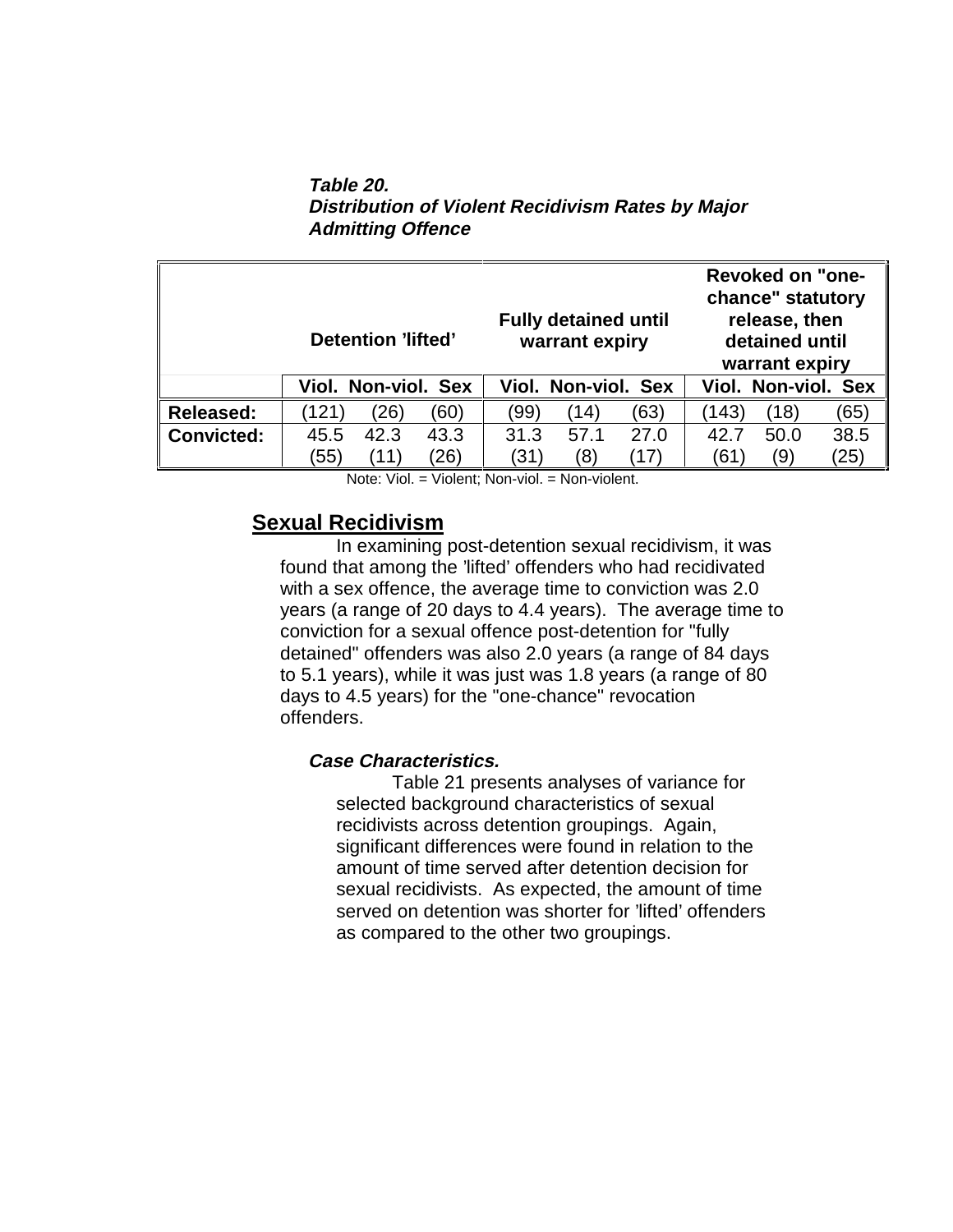***Table 20.***
***Distribution of Violent Recidivism Rates by Major Admitting Offence***

| | Detention 'lifted' | | | Fully detained until warrant expiry | | | Revoked on "one-chance" statutory release, then detained until warrant expiry | | |
|---|---|---|---|---|---|---|---|---|---|
| | **Viol.** | **Non-viol.** | **Sex** | **Viol.** | **Non-viol.** | **Sex** | **Viol.** | **Non-viol.** | **Sex** |
| **Released:** | (121) | (26) | (60) | (99) | (14) | (63) | (143) | (18) | (65) |
| **Convicted:** | 45.5 (55) | 42.3 (11) | 43.3 (26) | 31.3 (31) | 57.1 (8) | 27.0 (17) | 42.7 (61) | 50.0 (9) | 38.5 (25) |

Note: Viol. = Violent; Non-viol. = Non-violent.

## Sexual Recidivism

In examining post-detention sexual recidivism, it was found that among the 'lifted' offenders who had recidivated with a sex offence, the average time to conviction was 2.0 years (a range of 20 days to 4.4 years). The average time to conviction for a sexual offence post-detention for "fully detained" offenders was also 2.0 years (a range of 84 days to 5.1 years), while it was just was 1.8 years (a range of 80 days to 4.5 years) for the "one-chance" revocation offenders.

### *Case Characteristics.*

Table 21 presents analyses of variance for selected background characteristics of sexual recidivists across detention groupings. Again, significant differences were found in relation to the amount of time served after detention decision for sexual recidivists. As expected, the amount of time served on detention was shorter for 'lifted' offenders as compared to the other two groupings.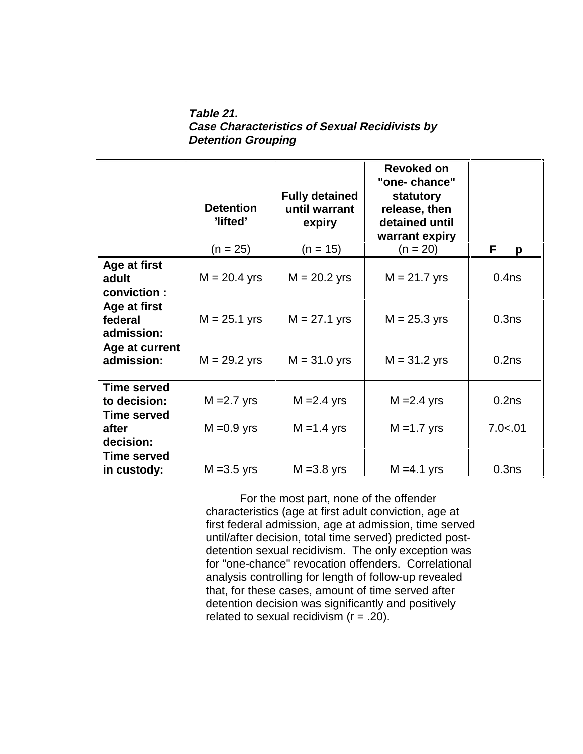***Table 21.***
***Case Characteristics of Sexual Recidivists by Detention Grouping***

| | **Detention 'lifted'** (n = 25) | **Fully detained until warrant expiry** (n = 15) | **Revoked on "one- chance" statutory release, then detained until warrant expiry** (n = 20) | **F p** |
|---|---|---|---|---|
| **Age at first adult conviction :** | M = 20.4 yrs | M = 20.2 yrs | M = 21.7 yrs | 0.4ns |
| **Age at first federal admission:** | M = 25.1 yrs | M = 27.1 yrs | M = 25.3 yrs | 0.3ns |
| **Age at current admission:** | M = 29.2 yrs | M = 31.0 yrs | M = 31.2 yrs | 0.2ns |
| **Time served to decision:** | M =2.7 yrs | M =2.4 yrs | M =2.4 yrs | 0.2ns |
| **Time served after decision:** | M =0.9 yrs | M =1.4 yrs | M =1.7 yrs | 7.0<.01 |
| **Time served in custody:** | M =3.5 yrs | M =3.8 yrs | M =4.1 yrs | 0.3ns |

For the most part, none of the offender characteristics (age at first adult conviction, age at first federal admission, age at admission, time served until/after decision, total time served) predicted post-detention sexual recidivism. The only exception was for "one-chance" revocation offenders. Correlational analysis controlling for length of follow-up revealed that, for these cases, amount of time served after detention decision was significantly and positively related to sexual recidivism ($r = .20$).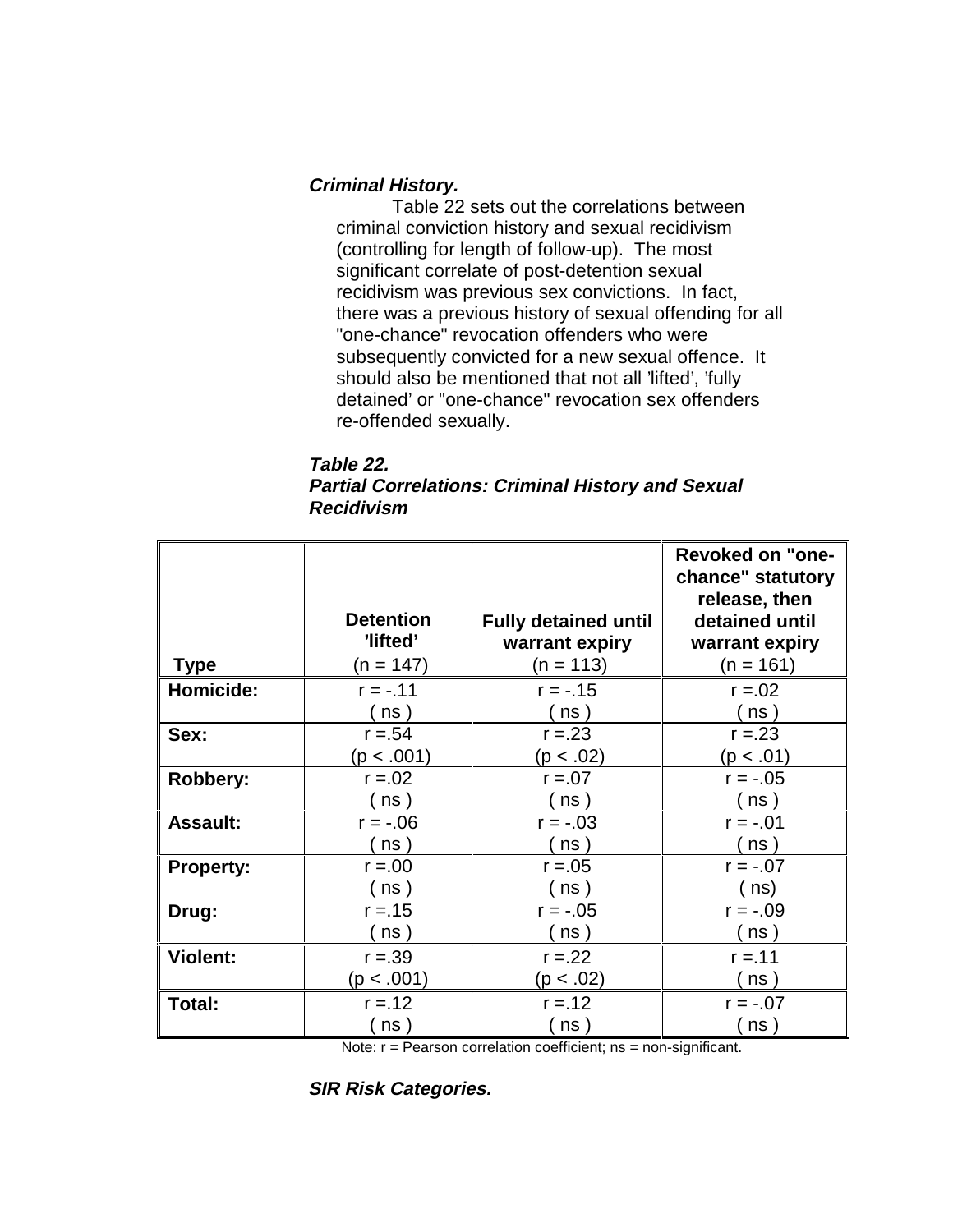***Criminal History.***

Table 22 sets out the correlations between criminal conviction history and sexual recidivism (controlling for length of follow-up). The most significant correlate of post-detention sexual recidivism was previous sex convictions. In fact, there was a previous history of sexual offending for all "one-chance" revocation offenders who were subsequently convicted for a new sexual offence. It should also be mentioned that not all 'lifted', 'fully detained' or "one-chance" revocation sex offenders re-offended sexually.

***Table 22.***
***Partial Correlations: Criminal History and Sexual Recidivism***

| **Type** | **Detention 'lifted'** (n = 147) | **Fully detained until warrant expiry** (n = 113) | **Revoked on "one-chance" statutory release, then detained until warrant expiry** (n = 161) |
|---|---|---|---|
| **Homicide:** | r = -.11 ( ns ) | r = -.15 ( ns ) | r =.02 ( ns ) |
| **Sex:** | r =.54 (p < .001) | r =.23 (p < .02) | r =.23 (p < .01) |
| **Robbery:** | r =.02 ( ns ) | r =.07 ( ns ) | r = -.05 ( ns ) |
| **Assault:** | r = -.06 ( ns ) | r = -.03 ( ns ) | r = -.01 ( ns ) |
| **Property:** | r =.00 ( ns ) | r =.05 ( ns ) | r = -.07 ( ns) |
| **Drug:** | r =.15 ( ns ) | r = -.05 ( ns ) | r = -.09 ( ns ) |
| **Violent:** | r =.39 (p < .001) | r =.22 (p < .02) | r =.11 ( ns ) |
| **Total:** | r =.12 ( ns ) | r =.12 ( ns ) | r = -.07 ( ns ) |

Note: r = Pearson correlation coefficient; ns = non-significant.

***SIR Risk Categories.***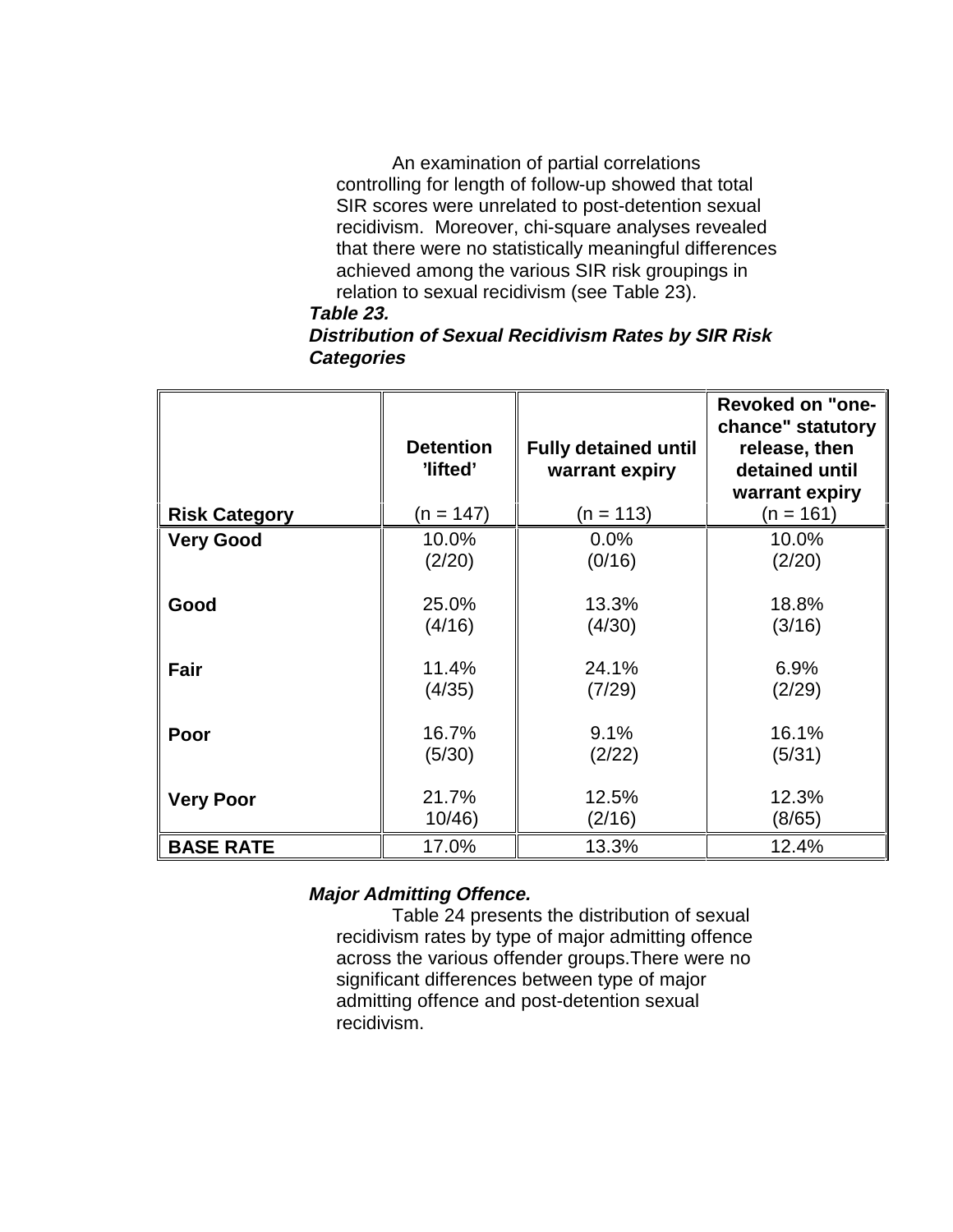An examination of partial correlations controlling for length of follow-up showed that total SIR scores were unrelated to post-detention sexual recidivism. Moreover, chi-square analyses revealed that there were no statistically meaningful differences achieved among the various SIR risk groupings in relation to sexual recidivism (see Table 23).

***Table 23.***
***Distribution of Sexual Recidivism Rates by SIR Risk Categories***

| **Risk Category** | **Detention 'lifted'** (n = 147) | **Fully detained until warrant expiry** (n = 113) | **Revoked on "one-chance" statutory release, then detained until warrant expiry** (n = 161) |
|---|---|---|---|
| **Very Good** | 10.0% (2/20) | 0.0% (0/16) | 10.0% (2/20) |
| **Good** | 25.0% (4/16) | 13.3% (4/30) | 18.8% (3/16) |
| **Fair** | 11.4% (4/35) | 24.1% (7/29) | 6.9% (2/29) |
| **Poor** | 16.7% (5/30) | 9.1% (2/22) | 16.1% (5/31) |
| **Very Poor** | 21.7% 10/46) | 12.5% (2/16) | 12.3% (8/65) |
| **BASE RATE** | 17.0% | 13.3% | 12.4% |

***Major Admitting Offence.***

Table 24 presents the distribution of sexual recidivism rates by type of major admitting offence across the various offender groups.There were no significant differences between type of major admitting offence and post-detention sexual recidivism.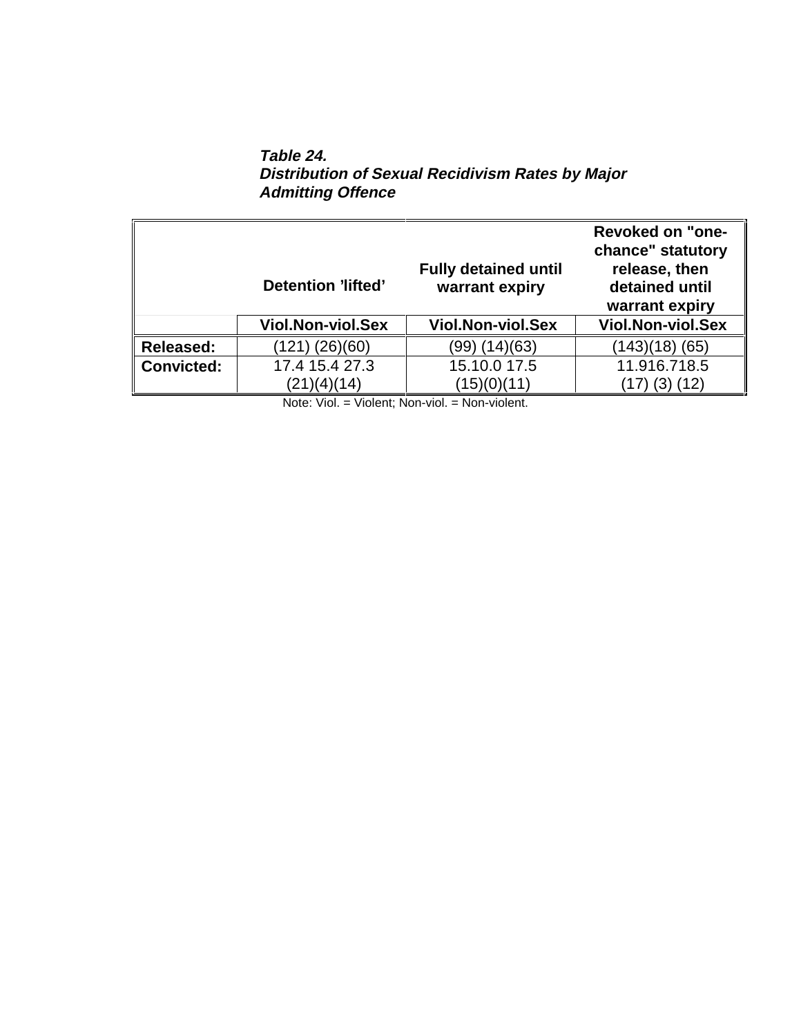***Table 24.***
***Distribution of Sexual Recidivism Rates by Major Admitting Offence***

| | Detention 'lifted' | | | Fully detained until warrant expiry | | | Revoked on "one-chance" statutory release, then detained until warrant expiry | | |
|---|---|---|---|---|---|---|---|---|---|
| | Viol. | Non-viol. | Sex | Viol. | Non-viol. | Sex | Viol. | Non-viol. | Sex |
| **Released:** | (121) | (26) | (60) | (99) | (14) | (63) | (143) | (18) | (65) |
| **Convicted:** | 17.4 (21) | 15.4 (4) | 27.3 (14) | 15.1 (15) | 0.0 (0) | 17.5 (11) | 11.9 (17) | 16.7 (3) | 18.5 (12) |

Note: Viol. = Violent; Non-viol. = Non-violent.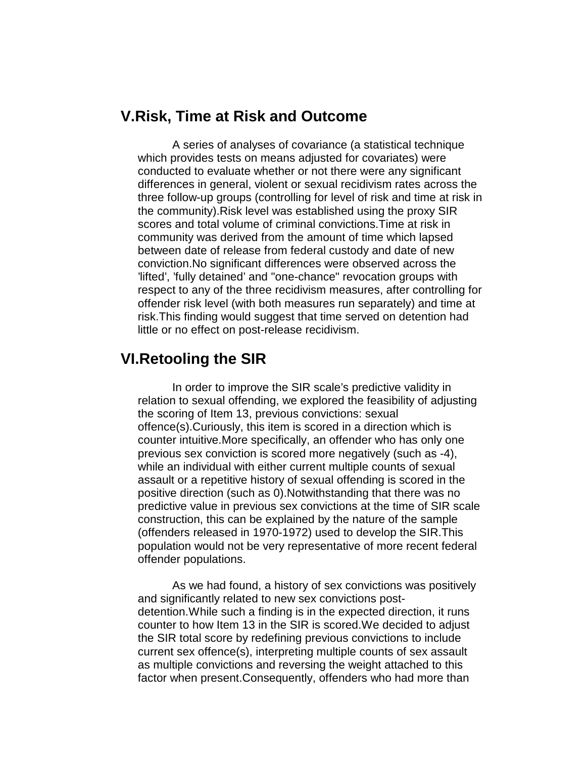## V.Risk, Time at Risk and Outcome

A series of analyses of covariance (a statistical technique which provides tests on means adjusted for covariates) were conducted to evaluate whether or not there were any significant differences in general, violent or sexual recidivism rates across the three follow-up groups (controlling for level of risk and time at risk in the community).Risk level was established using the proxy SIR scores and total volume of criminal convictions.Time at risk in community was derived from the amount of time which lapsed between date of release from federal custody and date of new conviction.No significant differences were observed across the 'lifted', 'fully detained' and "one-chance" revocation groups with respect to any of the three recidivism measures, after controlling for offender risk level (with both measures run separately) and time at risk.This finding would suggest that time served on detention had little or no effect on post-release recidivism.

## VI.Retooling the SIR

In order to improve the SIR scale's predictive validity in relation to sexual offending, we explored the feasibility of adjusting the scoring of Item 13, previous convictions: sexual offence(s).Curiously, this item is scored in a direction which is counter intuitive.More specifically, an offender who has only one previous sex conviction is scored more negatively (such as -4), while an individual with either current multiple counts of sexual assault or a repetitive history of sexual offending is scored in the positive direction (such as 0).Notwithstanding that there was no predictive value in previous sex convictions at the time of SIR scale construction, this can be explained by the nature of the sample (offenders released in 1970-1972) used to develop the SIR.This population would not be very representative of more recent federal offender populations.

As we had found, a history of sex convictions was positively and significantly related to new sex convictions post-detention.While such a finding is in the expected direction, it runs counter to how Item 13 in the SIR is scored.We decided to adjust the SIR total score by redefining previous convictions to include current sex offence(s), interpreting multiple counts of sex assault as multiple convictions and reversing the weight attached to this factor when present.Consequently, offenders who had more than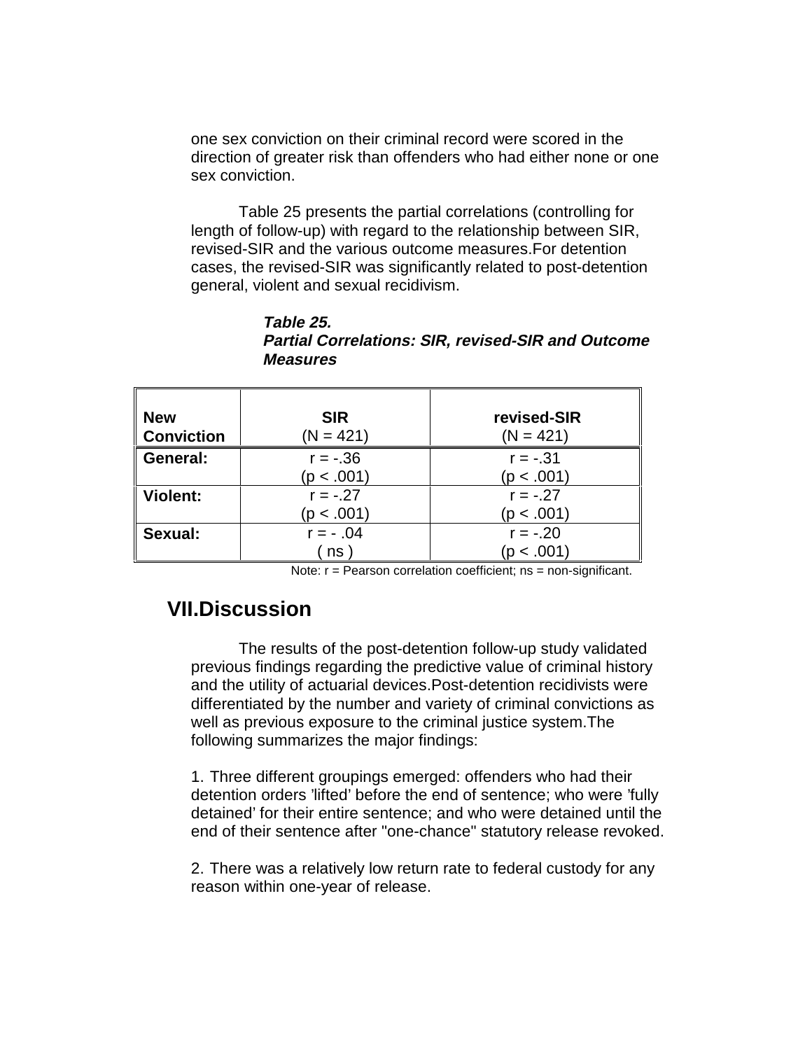one sex conviction on their criminal record were scored in the direction of greater risk than offenders who had either none or one sex conviction.

Table 25 presents the partial correlations (controlling for length of follow-up) with regard to the relationship between SIR, revised-SIR and the various outcome measures.For detention cases, the revised-SIR was significantly related to post-detention general, violent and sexual recidivism.

***Table 25.***
***Partial Correlations: SIR, revised-SIR and Outcome Measures***

| **New Conviction** | **SIR** (N = 421) | **revised-SIR** (N = 421) |
|---|---|---|
| **General:** | r = -.36 (p < .001) | r = -.31 (p < .001) |
| **Violent:** | r = -.27 (p < .001) | r = -.27 (p < .001) |
| **Sexual:** | r = - .04 ( ns ) | r = -.20 (p < .001) |

Note: r = Pearson correlation coefficient; ns = non-significant.

## VII.Discussion

The results of the post-detention follow-up study validated previous findings regarding the predictive value of criminal history and the utility of actuarial devices.Post-detention recidivists were differentiated by the number and variety of criminal convictions as well as previous exposure to the criminal justice system.The following summarizes the major findings:

1. Three different groupings emerged: offenders who had their detention orders 'lifted' before the end of sentence; who were 'fully detained' for their entire sentence; and who were detained until the end of their sentence after "one-chance" statutory release revoked.

2. There was a relatively low return rate to federal custody for any reason within one-year of release.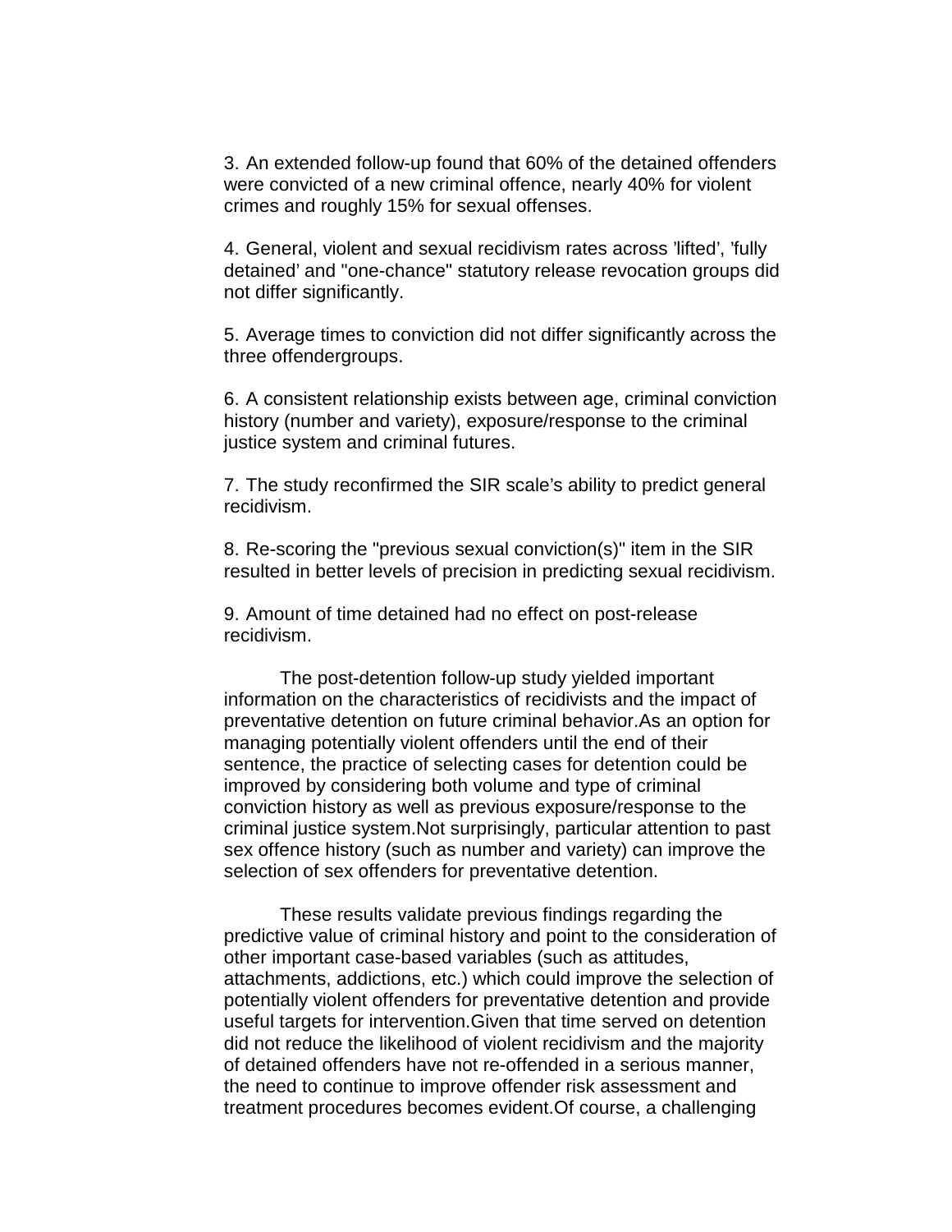3. An extended follow-up found that 60% of the detained offenders were convicted of a new criminal offence, nearly 40% for violent crimes and roughly 15% for sexual offenses.

4. General, violent and sexual recidivism rates across 'lifted', 'fully detained' and "one-chance" statutory release revocation groups did not differ significantly.

5. Average times to conviction did not differ significantly across the three offendergroups.

6. A consistent relationship exists between age, criminal conviction history (number and variety), exposure/response to the criminal justice system and criminal futures.

7. The study reconfirmed the SIR scale's ability to predict general recidivism.

8. Re-scoring the "previous sexual conviction(s)" item in the SIR resulted in better levels of precision in predicting sexual recidivism.

9. Amount of time detained had no effect on post-release recidivism.

The post-detention follow-up study yielded important information on the characteristics of recidivists and the impact of preventative detention on future criminal behavior.As an option for managing potentially violent offenders until the end of their sentence, the practice of selecting cases for detention could be improved by considering both volume and type of criminal conviction history as well as previous exposure/response to the criminal justice system.Not surprisingly, particular attention to past sex offence history (such as number and variety) can improve the selection of sex offenders for preventative detention.

These results validate previous findings regarding the predictive value of criminal history and point to the consideration of other important case-based variables (such as attitudes, attachments, addictions, etc.) which could improve the selection of potentially violent offenders for preventative detention and provide useful targets for intervention.Given that time served on detention did not reduce the likelihood of violent recidivism and the majority of detained offenders have not re-offended in a serious manner, the need to continue to improve offender risk assessment and treatment procedures becomes evident.Of course, a challenging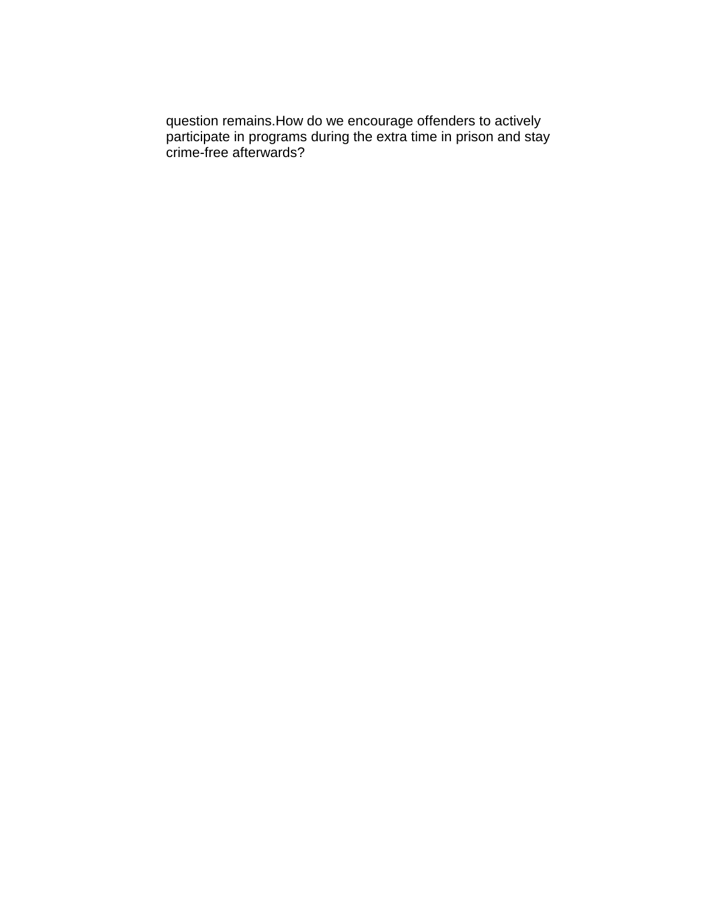question remains.How do we encourage offenders to actively participate in programs during the extra time in prison and stay crime-free afterwards?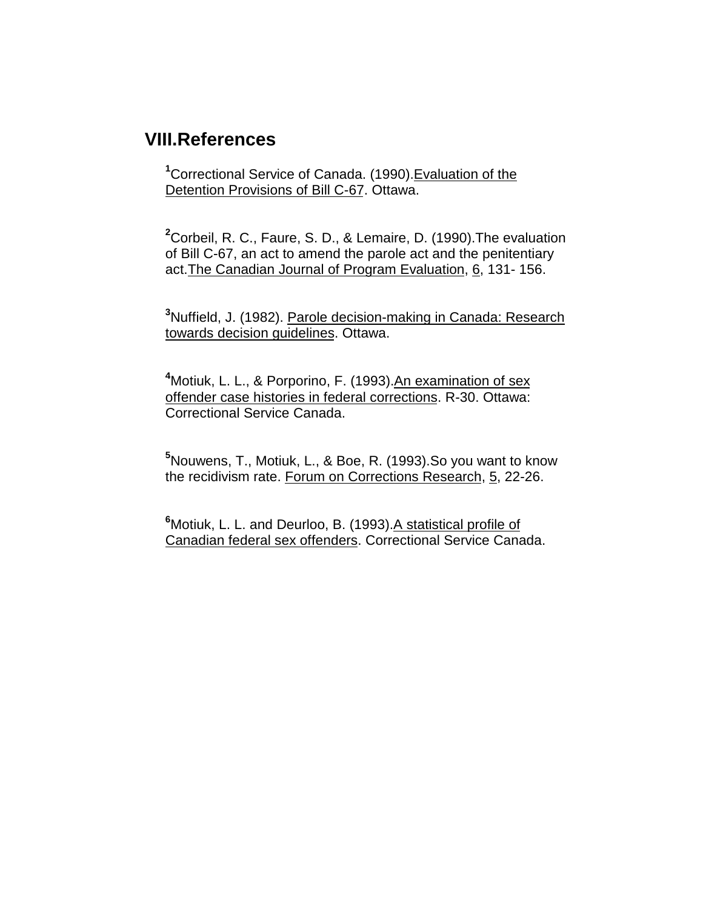## VIII. References

[1]Correctional Service of Canada. (1990). Evaluation of the Detention Provisions of Bill C-67. Ottawa.

[2]Corbeil, R. C., Faure, S. D., & Lemaire, D. (1990). The evaluation of Bill C-67, an act to amend the parole act and the penitentiary act. The Canadian Journal of Program Evaluation, 6, 131- 156.

[3]Nuffield, J. (1982). Parole decision-making in Canada: Research towards decision guidelines. Ottawa.

[4]Motiuk, L. L., & Porporino, F. (1993). An examination of sex offender case histories in federal corrections. R-30. Ottawa: Correctional Service Canada.

[5]Nouwens, T., Motiuk, L., & Boe, R. (1993). So you want to know the recidivism rate. Forum on Corrections Research, 5, 22-26.

[6]Motiuk, L. L. and Deurloo, B. (1993). A statistical profile of Canadian federal sex offenders. Correctional Service Canada.